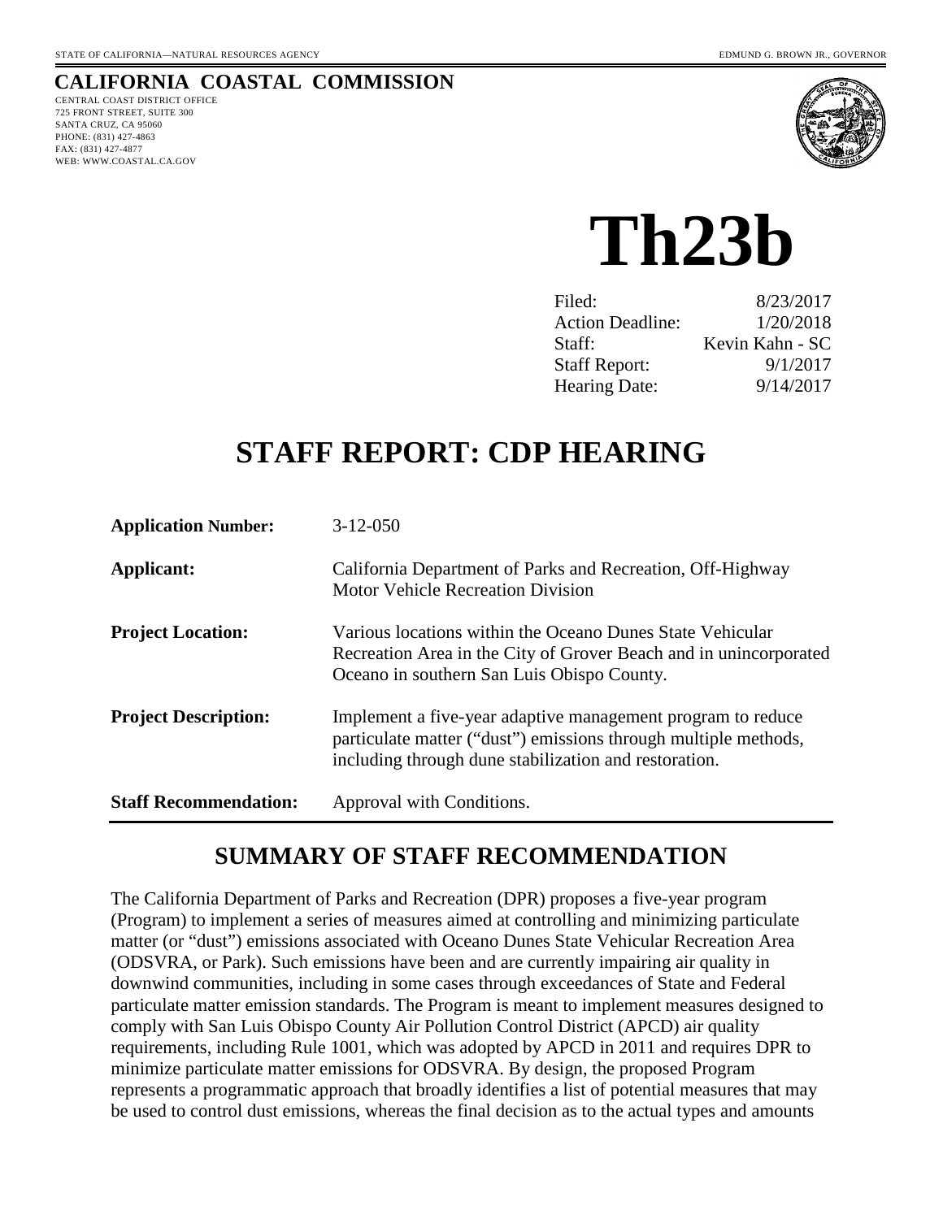STATE OF CALIFORNIA—NATURAL RESOURCES AGENCY

EDMUND G. BROWN JR., GOVERNOR

**CALIFORNIA COASTAL COMMISSION**
CENTRAL COAST DISTRICT OFFICE
725 FRONT STREET, SUITE 300
SANTA CRUZ, CA 95060
PHONE: (831) 427-4863
FAX: (831) 427-4877
WEB: WWW.COASTAL.CA.GOV

# Th23b

| | |
|---|---|
| Filed: | 8/23/2017 |
| Action Deadline: | 1/20/2018 |
| Staff: | Kevin Kahn - SC |
| Staff Report: | 9/1/2017 |
| Hearing Date: | 9/14/2017 |

# STAFF REPORT: CDP HEARING

| | |
|---|---|
| **Application Number:** | 3-12-050 |
| **Applicant:** | California Department of Parks and Recreation, Off-Highway Motor Vehicle Recreation Division |
| **Project Location:** | Various locations within the Oceano Dunes State Vehicular Recreation Area in the City of Grover Beach and in unincorporated Oceano in southern San Luis Obispo County. |
| **Project Description:** | Implement a five-year adaptive management program to reduce particulate matter ("dust") emissions through multiple methods, including through dune stabilization and restoration. |
| **Staff Recommendation:** | Approval with Conditions. |

## SUMMARY OF STAFF RECOMMENDATION

The California Department of Parks and Recreation (DPR) proposes a five-year program (Program) to implement a series of measures aimed at controlling and minimizing particulate matter (or "dust") emissions associated with Oceano Dunes State Vehicular Recreation Area (ODSVRA, or Park). Such emissions have been and are currently impairing air quality in downwind communities, including in some cases through exceedances of State and Federal particulate matter emission standards. The Program is meant to implement measures designed to comply with San Luis Obispo County Air Pollution Control District (APCD) air quality requirements, including Rule 1001, which was adopted by APCD in 2011 and requires DPR to minimize particulate matter emissions for ODSVRA. By design, the proposed Program represents a programmatic approach that broadly identifies a list of potential measures that may be used to control dust emissions, whereas the final decision as to the actual types and amounts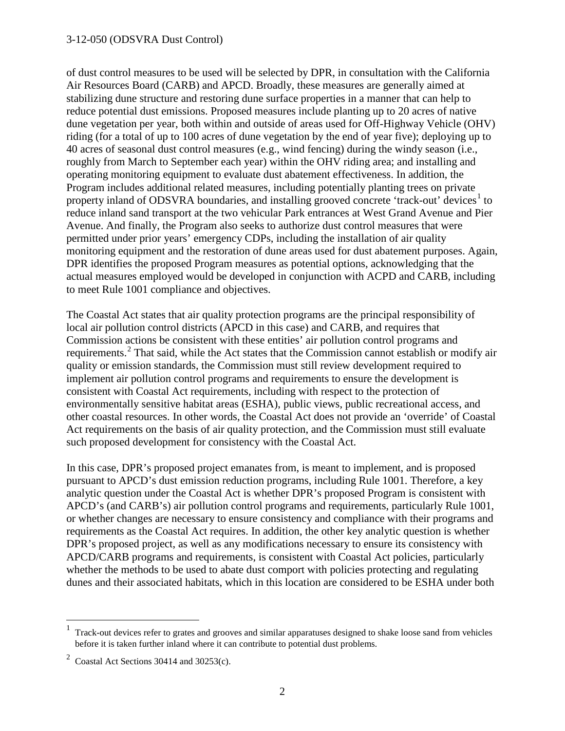of dust control measures to be used will be selected by DPR, in consultation with the California Air Resources Board (CARB) and APCD. Broadly, these measures are generally aimed at stabilizing dune structure and restoring dune surface properties in a manner that can help to reduce potential dust emissions. Proposed measures include planting up to 20 acres of native dune vegetation per year, both within and outside of areas used for Off-Highway Vehicle (OHV) riding (for a total of up to 100 acres of dune vegetation by the end of year five); deploying up to 40 acres of seasonal dust control measures (e.g., wind fencing) during the windy season (i.e., roughly from March to September each year) within the OHV riding area; and installing and operating monitoring equipment to evaluate dust abatement effectiveness. In addition, the Program includes additional related measures, including potentially planting trees on private property inland of ODSVRA boundaries, and installing grooved concrete 'track-out' devices[1] to reduce inland sand transport at the two vehicular Park entrances at West Grand Avenue and Pier Avenue. And finally, the Program also seeks to authorize dust control measures that were permitted under prior years' emergency CDPs, including the installation of air quality monitoring equipment and the restoration of dune areas used for dust abatement purposes. Again, DPR identifies the proposed Program measures as potential options, acknowledging that the actual measures employed would be developed in conjunction with ACPD and CARB, including to meet Rule 1001 compliance and objectives.

The Coastal Act states that air quality protection programs are the principal responsibility of local air pollution control districts (APCD in this case) and CARB, and requires that Commission actions be consistent with these entities' air pollution control programs and requirements.[2] That said, while the Act states that the Commission cannot establish or modify air quality or emission standards, the Commission must still review development required to implement air pollution control programs and requirements to ensure the development is consistent with Coastal Act requirements, including with respect to the protection of environmentally sensitive habitat areas (ESHA), public views, public recreational access, and other coastal resources. In other words, the Coastal Act does not provide an 'override' of Coastal Act requirements on the basis of air quality protection, and the Commission must still evaluate such proposed development for consistency with the Coastal Act.

In this case, DPR's proposed project emanates from, is meant to implement, and is proposed pursuant to APCD's dust emission reduction programs, including Rule 1001. Therefore, a key analytic question under the Coastal Act is whether DPR's proposed Program is consistent with APCD's (and CARB's) air pollution control programs and requirements, particularly Rule 1001, or whether changes are necessary to ensure consistency and compliance with their programs and requirements as the Coastal Act requires. In addition, the other key analytic question is whether DPR's proposed project, as well as any modifications necessary to ensure its consistency with APCD/CARB programs and requirements, is consistent with Coastal Act policies, particularly whether the methods to be used to abate dust comport with policies protecting and regulating dunes and their associated habitats, which in this location are considered to be ESHA under both

---

[1] Track-out devices refer to grates and grooves and similar apparatuses designed to shake loose sand from vehicles before it is taken further inland where it can contribute to potential dust problems.

[2] Coastal Act Sections 30414 and 30253(c).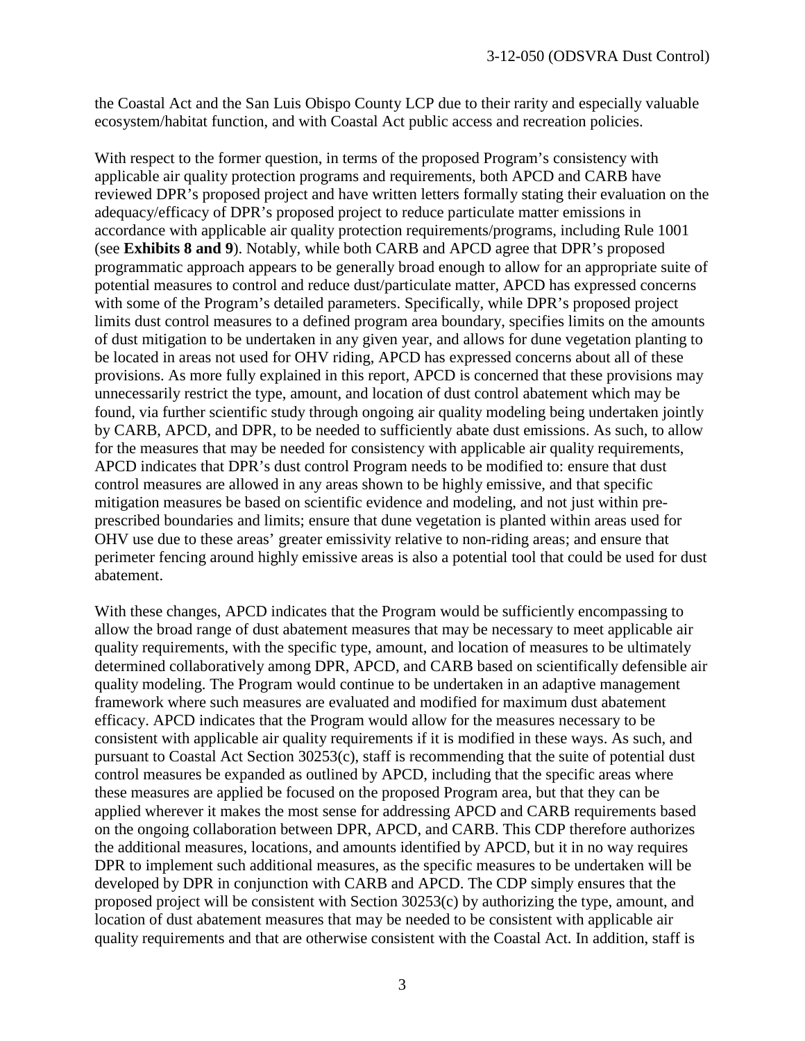the Coastal Act and the San Luis Obispo County LCP due to their rarity and especially valuable ecosystem/habitat function, and with Coastal Act public access and recreation policies.

With respect to the former question, in terms of the proposed Program's consistency with applicable air quality protection programs and requirements, both APCD and CARB have reviewed DPR's proposed project and have written letters formally stating their evaluation on the adequacy/efficacy of DPR's proposed project to reduce particulate matter emissions in accordance with applicable air quality protection requirements/programs, including Rule 1001 (see **Exhibits 8 and 9**). Notably, while both CARB and APCD agree that DPR's proposed programmatic approach appears to be generally broad enough to allow for an appropriate suite of potential measures to control and reduce dust/particulate matter, APCD has expressed concerns with some of the Program's detailed parameters. Specifically, while DPR's proposed project limits dust control measures to a defined program area boundary, specifies limits on the amounts of dust mitigation to be undertaken in any given year, and allows for dune vegetation planting to be located in areas not used for OHV riding, APCD has expressed concerns about all of these provisions. As more fully explained in this report, APCD is concerned that these provisions may unnecessarily restrict the type, amount, and location of dust control abatement which may be found, via further scientific study through ongoing air quality modeling being undertaken jointly by CARB, APCD, and DPR, to be needed to sufficiently abate dust emissions. As such, to allow for the measures that may be needed for consistency with applicable air quality requirements, APCD indicates that DPR's dust control Program needs to be modified to: ensure that dust control measures are allowed in any areas shown to be highly emissive, and that specific mitigation measures be based on scientific evidence and modeling, and not just within pre-prescribed boundaries and limits; ensure that dune vegetation is planted within areas used for OHV use due to these areas' greater emissivity relative to non-riding areas; and ensure that perimeter fencing around highly emissive areas is also a potential tool that could be used for dust abatement.

With these changes, APCD indicates that the Program would be sufficiently encompassing to allow the broad range of dust abatement measures that may be necessary to meet applicable air quality requirements, with the specific type, amount, and location of measures to be ultimately determined collaboratively among DPR, APCD, and CARB based on scientifically defensible air quality modeling. The Program would continue to be undertaken in an adaptive management framework where such measures are evaluated and modified for maximum dust abatement efficacy. APCD indicates that the Program would allow for the measures necessary to be consistent with applicable air quality requirements if it is modified in these ways. As such, and pursuant to Coastal Act Section 30253(c), staff is recommending that the suite of potential dust control measures be expanded as outlined by APCD, including that the specific areas where these measures are applied be focused on the proposed Program area, but that they can be applied wherever it makes the most sense for addressing APCD and CARB requirements based on the ongoing collaboration between DPR, APCD, and CARB. This CDP therefore authorizes the additional measures, locations, and amounts identified by APCD, but it in no way requires DPR to implement such additional measures, as the specific measures to be undertaken will be developed by DPR in conjunction with CARB and APCD. The CDP simply ensures that the proposed project will be consistent with Section 30253(c) by authorizing the type, amount, and location of dust abatement measures that may be needed to be consistent with applicable air quality requirements and that are otherwise consistent with the Coastal Act. In addition, staff is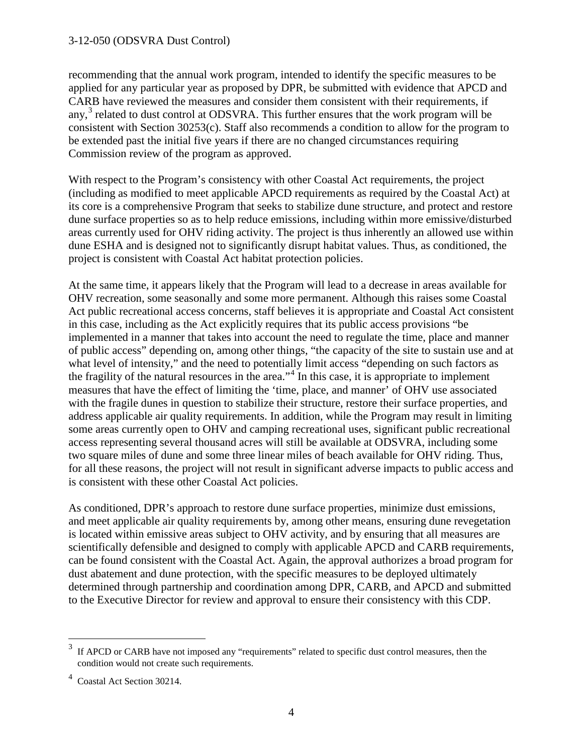recommending that the annual work program, intended to identify the specific measures to be applied for any particular year as proposed by DPR, be submitted with evidence that APCD and CARB have reviewed the measures and consider them consistent with their requirements, if any,[3] related to dust control at ODSVRA. This further ensures that the work program will be consistent with Section 30253(c). Staff also recommends a condition to allow for the program to be extended past the initial five years if there are no changed circumstances requiring Commission review of the program as approved.

With respect to the Program's consistency with other Coastal Act requirements, the project (including as modified to meet applicable APCD requirements as required by the Coastal Act) at its core is a comprehensive Program that seeks to stabilize dune structure, and protect and restore dune surface properties so as to help reduce emissions, including within more emissive/disturbed areas currently used for OHV riding activity. The project is thus inherently an allowed use within dune ESHA and is designed not to significantly disrupt habitat values. Thus, as conditioned, the project is consistent with Coastal Act habitat protection policies.

At the same time, it appears likely that the Program will lead to a decrease in areas available for OHV recreation, some seasonally and some more permanent. Although this raises some Coastal Act public recreational access concerns, staff believes it is appropriate and Coastal Act consistent in this case, including as the Act explicitly requires that its public access provisions "be implemented in a manner that takes into account the need to regulate the time, place and manner of public access" depending on, among other things, "the capacity of the site to sustain use and at what level of intensity," and the need to potentially limit access "depending on such factors as the fragility of the natural resources in the area."[4] In this case, it is appropriate to implement measures that have the effect of limiting the 'time, place, and manner' of OHV use associated with the fragile dunes in question to stabilize their structure, restore their surface properties, and address applicable air quality requirements. In addition, while the Program may result in limiting some areas currently open to OHV and camping recreational uses, significant public recreational access representing several thousand acres will still be available at ODSVRA, including some two square miles of dune and some three linear miles of beach available for OHV riding. Thus, for all these reasons, the project will not result in significant adverse impacts to public access and is consistent with these other Coastal Act policies.

As conditioned, DPR's approach to restore dune surface properties, minimize dust emissions, and meet applicable air quality requirements by, among other means, ensuring dune revegetation is located within emissive areas subject to OHV activity, and by ensuring that all measures are scientifically defensible and designed to comply with applicable APCD and CARB requirements, can be found consistent with the Coastal Act. Again, the approval authorizes a broad program for dust abatement and dune protection, with the specific measures to be deployed ultimately determined through partnership and coordination among DPR, CARB, and APCD and submitted to the Executive Director for review and approval to ensure their consistency with this CDP.

---

[3] If APCD or CARB have not imposed any "requirements" related to specific dust control measures, then the condition would not create such requirements.

[4] Coastal Act Section 30214.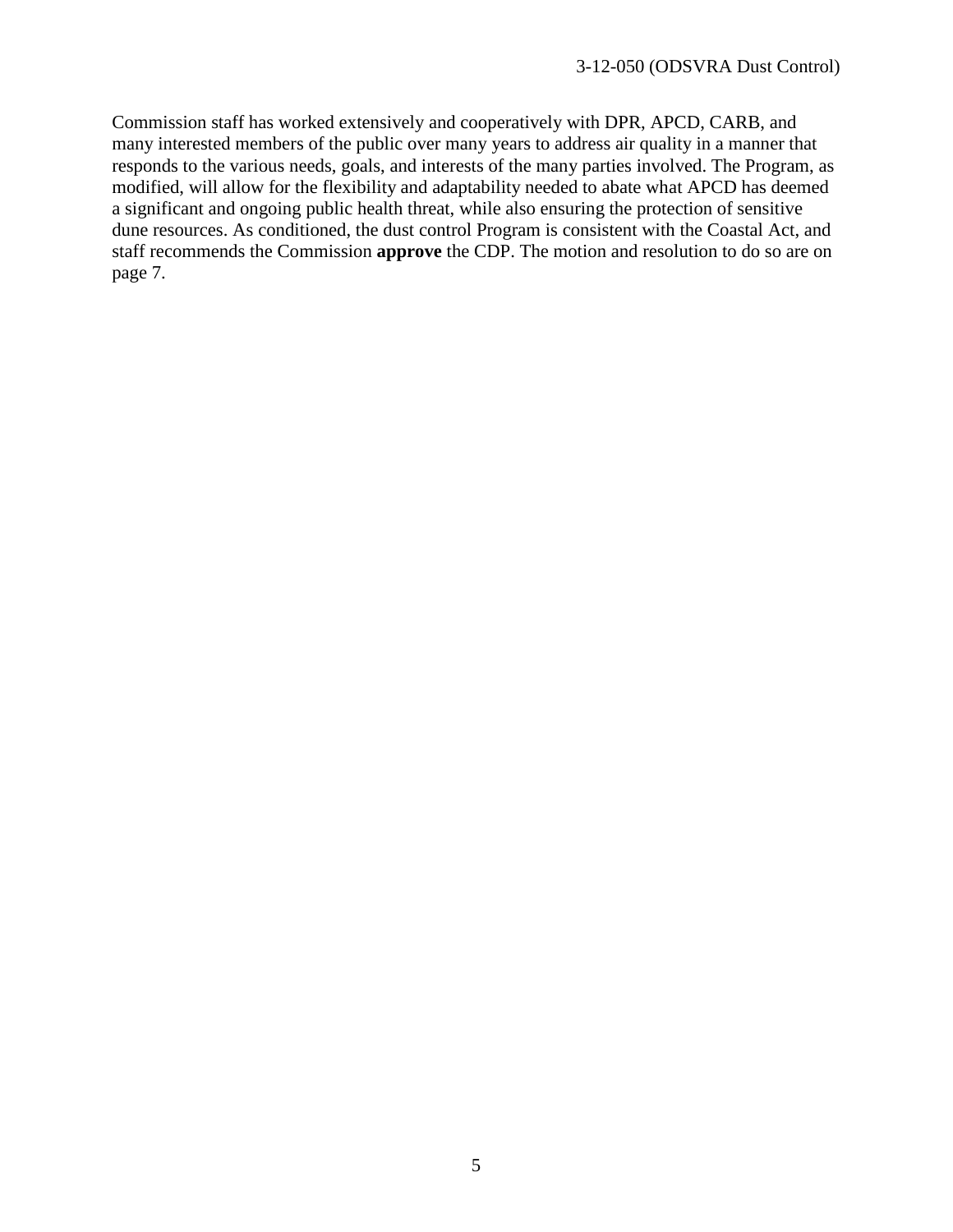Commission staff has worked extensively and cooperatively with DPR, APCD, CARB, and many interested members of the public over many years to address air quality in a manner that responds to the various needs, goals, and interests of the many parties involved. The Program, as modified, will allow for the flexibility and adaptability needed to abate what APCD has deemed a significant and ongoing public health threat, while also ensuring the protection of sensitive dune resources. As conditioned, the dust control Program is consistent with the Coastal Act, and staff recommends the Commission **approve** the CDP. The motion and resolution to do so are on page 7.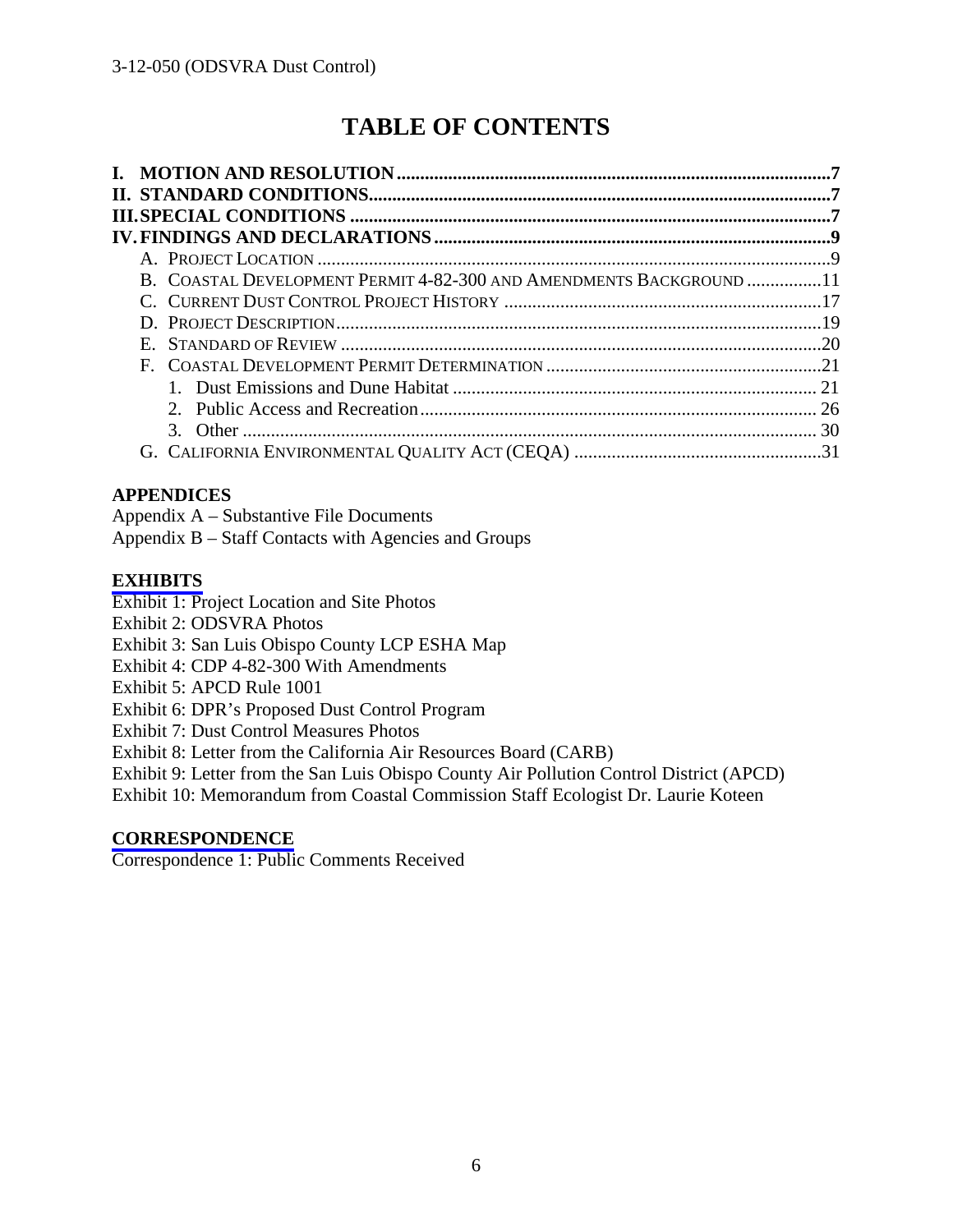# TABLE OF CONTENTS

**I. MOTION AND RESOLUTION** ..... 7
**II. STANDARD CONDITIONS** ..... 7
**III. SPECIAL CONDITIONS** ..... 7
**IV. FINDINGS AND DECLARATIONS** ..... 9
- A. Project Location ..... 9
- B. Coastal Development Permit 4-82-300 and Amendments Background ..... 11
- C. Current Dust Control Project History ..... 17
- D. Project Description ..... 19
- E. Standard of Review ..... 20
- F. Coastal Development Permit Determination ..... 21
  1. Dust Emissions and Dune Habitat ..... 21
  2. Public Access and Recreation ..... 26
  3. Other ..... 30
- G. California Environmental Quality Act (CEQA) ..... 31

**APPENDICES**

Appendix A – Substantive File Documents
Appendix B – Staff Contacts with Agencies and Groups

**EXHIBITS**

Exhibit 1: Project Location and Site Photos
Exhibit 2: ODSVRA Photos
Exhibit 3: San Luis Obispo County LCP ESHA Map
Exhibit 4: CDP 4-82-300 With Amendments
Exhibit 5: APCD Rule 1001
Exhibit 6: DPR's Proposed Dust Control Program
Exhibit 7: Dust Control Measures Photos
Exhibit 8: Letter from the California Air Resources Board (CARB)
Exhibit 9: Letter from the San Luis Obispo County Air Pollution Control District (APCD)
Exhibit 10: Memorandum from Coastal Commission Staff Ecologist Dr. Laurie Koteen

**CORRESPONDENCE**

Correspondence 1: Public Comments Received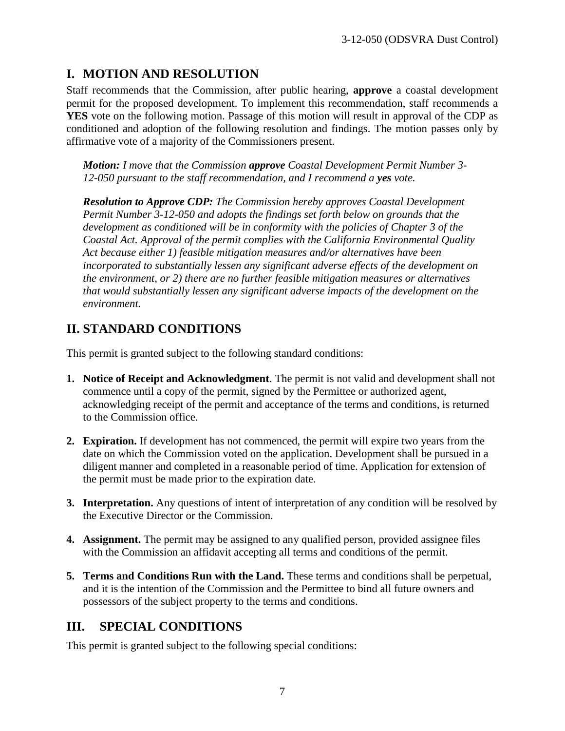## I. MOTION AND RESOLUTION

Staff recommends that the Commission, after public hearing, **approve** a coastal development permit for the proposed development. To implement this recommendation, staff recommends a **YES** vote on the following motion. Passage of this motion will result in approval of the CDP as conditioned and adoption of the following resolution and findings. The motion passes only by affirmative vote of a majority of the Commissioners present.

> ***Motion:*** *I move that the Commission **approve** Coastal Development Permit Number 3-12-050 pursuant to the staff recommendation, and I recommend a **yes** vote.*
>
> ***Resolution to Approve CDP:*** *The Commission hereby approves Coastal Development Permit Number 3-12-050 and adopts the findings set forth below on grounds that the development as conditioned will be in conformity with the policies of Chapter 3 of the Coastal Act. Approval of the permit complies with the California Environmental Quality Act because either 1) feasible mitigation measures and/or alternatives have been incorporated to substantially lessen any significant adverse effects of the development on the environment, or 2) there are no further feasible mitigation measures or alternatives that would substantially lessen any significant adverse impacts of the development on the environment.*

## II. STANDARD CONDITIONS

This permit is granted subject to the following standard conditions:

1. **Notice of Receipt and Acknowledgment**. The permit is not valid and development shall not commence until a copy of the permit, signed by the Permittee or authorized agent, acknowledging receipt of the permit and acceptance of the terms and conditions, is returned to the Commission office.

2. **Expiration.** If development has not commenced, the permit will expire two years from the date on which the Commission voted on the application. Development shall be pursued in a diligent manner and completed in a reasonable period of time. Application for extension of the permit must be made prior to the expiration date.

3. **Interpretation.** Any questions of intent of interpretation of any condition will be resolved by the Executive Director or the Commission.

4. **Assignment.** The permit may be assigned to any qualified person, provided assignee files with the Commission an affidavit accepting all terms and conditions of the permit.

5. **Terms and Conditions Run with the Land.** These terms and conditions shall be perpetual, and it is the intention of the Commission and the Permittee to bind all future owners and possessors of the subject property to the terms and conditions.

## III. SPECIAL CONDITIONS

This permit is granted subject to the following special conditions: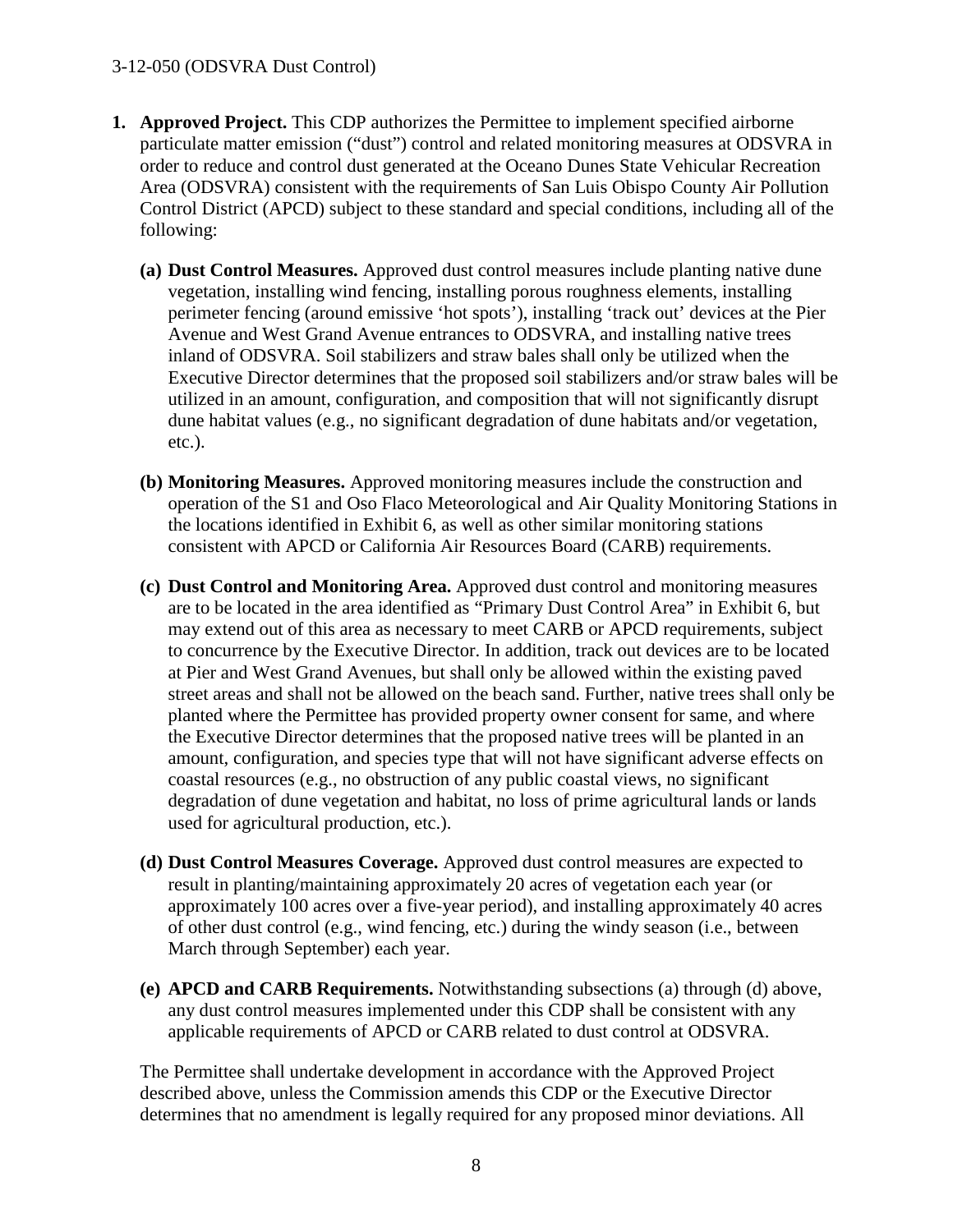1. **Approved Project.** This CDP authorizes the Permittee to implement specified airborne particulate matter emission ("dust") control and related monitoring measures at ODSVRA in order to reduce and control dust generated at the Oceano Dunes State Vehicular Recreation Area (ODSVRA) consistent with the requirements of San Luis Obispo County Air Pollution Control District (APCD) subject to these standard and special conditions, including all of the following:

   **(a) Dust Control Measures.** Approved dust control measures include planting native dune vegetation, installing wind fencing, installing porous roughness elements, installing perimeter fencing (around emissive 'hot spots'), installing 'track out' devices at the Pier Avenue and West Grand Avenue entrances to ODSVRA, and installing native trees inland of ODSVRA. Soil stabilizers and straw bales shall only be utilized when the Executive Director determines that the proposed soil stabilizers and/or straw bales will be utilized in an amount, configuration, and composition that will not significantly disrupt dune habitat values (e.g., no significant degradation of dune habitats and/or vegetation, etc.).

   **(b) Monitoring Measures.** Approved monitoring measures include the construction and operation of the S1 and Oso Flaco Meteorological and Air Quality Monitoring Stations in the locations identified in Exhibit 6, as well as other similar monitoring stations consistent with APCD or California Air Resources Board (CARB) requirements.

   **(c) Dust Control and Monitoring Area.** Approved dust control and monitoring measures are to be located in the area identified as "Primary Dust Control Area" in Exhibit 6, but may extend out of this area as necessary to meet CARB or APCD requirements, subject to concurrence by the Executive Director. In addition, track out devices are to be located at Pier and West Grand Avenues, but shall only be allowed within the existing paved street areas and shall not be allowed on the beach sand. Further, native trees shall only be planted where the Permittee has provided property owner consent for same, and where the Executive Director determines that the proposed native trees will be planted in an amount, configuration, and species type that will not have significant adverse effects on coastal resources (e.g., no obstruction of any public coastal views, no significant degradation of dune vegetation and habitat, no loss of prime agricultural lands or lands used for agricultural production, etc.).

   **(d) Dust Control Measures Coverage.** Approved dust control measures are expected to result in planting/maintaining approximately 20 acres of vegetation each year (or approximately 100 acres over a five-year period), and installing approximately 40 acres of other dust control (e.g., wind fencing, etc.) during the windy season (i.e., between March through September) each year.

   **(e) APCD and CARB Requirements.** Notwithstanding subsections (a) through (d) above, any dust control measures implemented under this CDP shall be consistent with any applicable requirements of APCD or CARB related to dust control at ODSVRA.

   The Permittee shall undertake development in accordance with the Approved Project described above, unless the Commission amends this CDP or the Executive Director determines that no amendment is legally required for any proposed minor deviations. All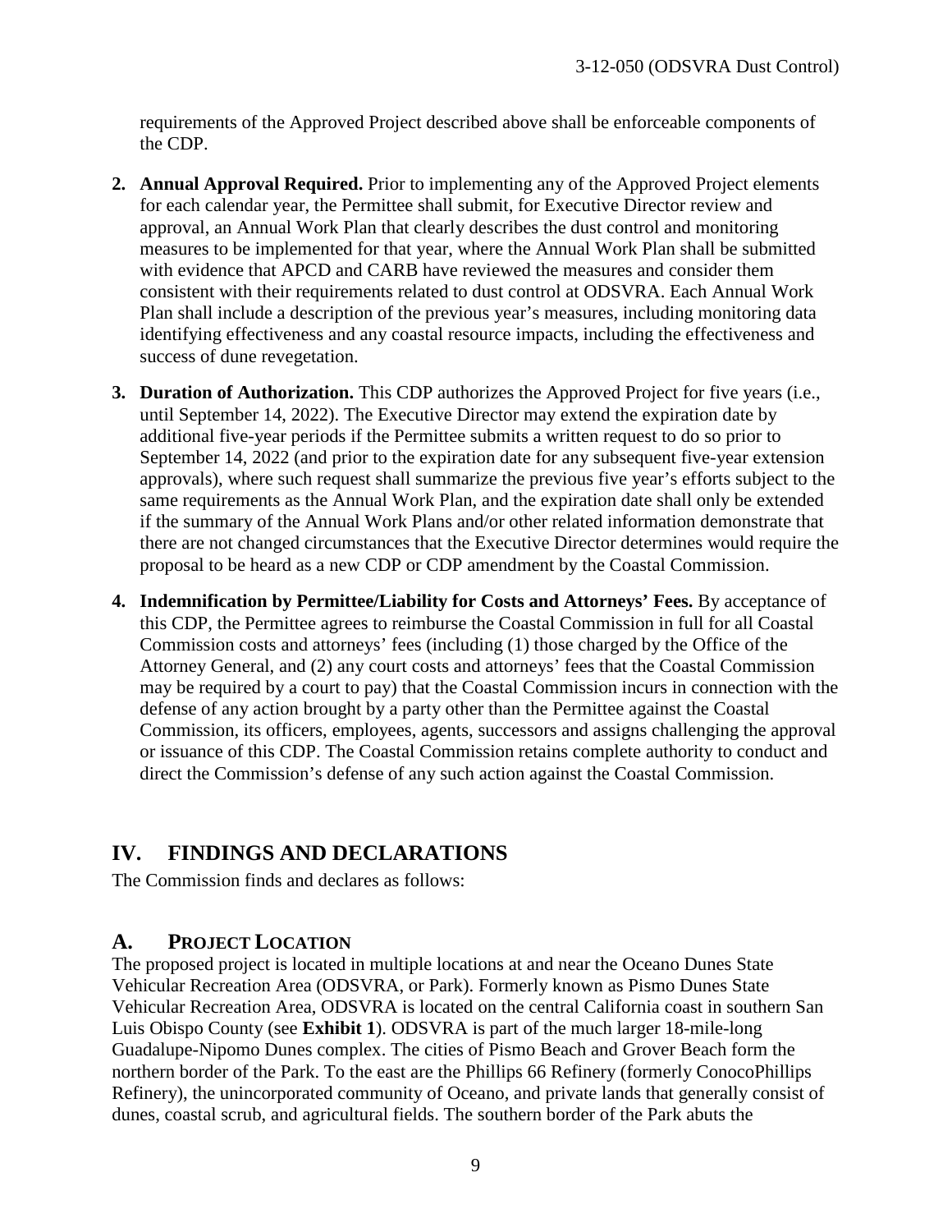requirements of the Approved Project described above shall be enforceable components of the CDP.

2. **Annual Approval Required.** Prior to implementing any of the Approved Project elements for each calendar year, the Permittee shall submit, for Executive Director review and approval, an Annual Work Plan that clearly describes the dust control and monitoring measures to be implemented for that year, where the Annual Work Plan shall be submitted with evidence that APCD and CARB have reviewed the measures and consider them consistent with their requirements related to dust control at ODSVRA. Each Annual Work Plan shall include a description of the previous year's measures, including monitoring data identifying effectiveness and any coastal resource impacts, including the effectiveness and success of dune revegetation.

3. **Duration of Authorization.** This CDP authorizes the Approved Project for five years (i.e., until September 14, 2022). The Executive Director may extend the expiration date by additional five-year periods if the Permittee submits a written request to do so prior to September 14, 2022 (and prior to the expiration date for any subsequent five-year extension approvals), where such request shall summarize the previous five year's efforts subject to the same requirements as the Annual Work Plan, and the expiration date shall only be extended if the summary of the Annual Work Plans and/or other related information demonstrate that there are not changed circumstances that the Executive Director determines would require the proposal to be heard as a new CDP or CDP amendment by the Coastal Commission.

4. **Indemnification by Permittee/Liability for Costs and Attorneys' Fees.** By acceptance of this CDP, the Permittee agrees to reimburse the Coastal Commission in full for all Coastal Commission costs and attorneys' fees (including (1) those charged by the Office of the Attorney General, and (2) any court costs and attorneys' fees that the Coastal Commission may be required by a court to pay) that the Coastal Commission incurs in connection with the defense of any action brought by a party other than the Permittee against the Coastal Commission, its officers, employees, agents, successors and assigns challenging the approval or issuance of this CDP. The Coastal Commission retains complete authority to conduct and direct the Commission's defense of any such action against the Coastal Commission.

## IV. FINDINGS AND DECLARATIONS

The Commission finds and declares as follows:

### A. PROJECT LOCATION

The proposed project is located in multiple locations at and near the Oceano Dunes State Vehicular Recreation Area (ODSVRA, or Park). Formerly known as Pismo Dunes State Vehicular Recreation Area, ODSVRA is located on the central California coast in southern San Luis Obispo County (see **Exhibit 1**). ODSVRA is part of the much larger 18-mile-long Guadalupe-Nipomo Dunes complex. The cities of Pismo Beach and Grover Beach form the northern border of the Park. To the east are the Phillips 66 Refinery (formerly ConocoPhillips Refinery), the unincorporated community of Oceano, and private lands that generally consist of dunes, coastal scrub, and agricultural fields. The southern border of the Park abuts the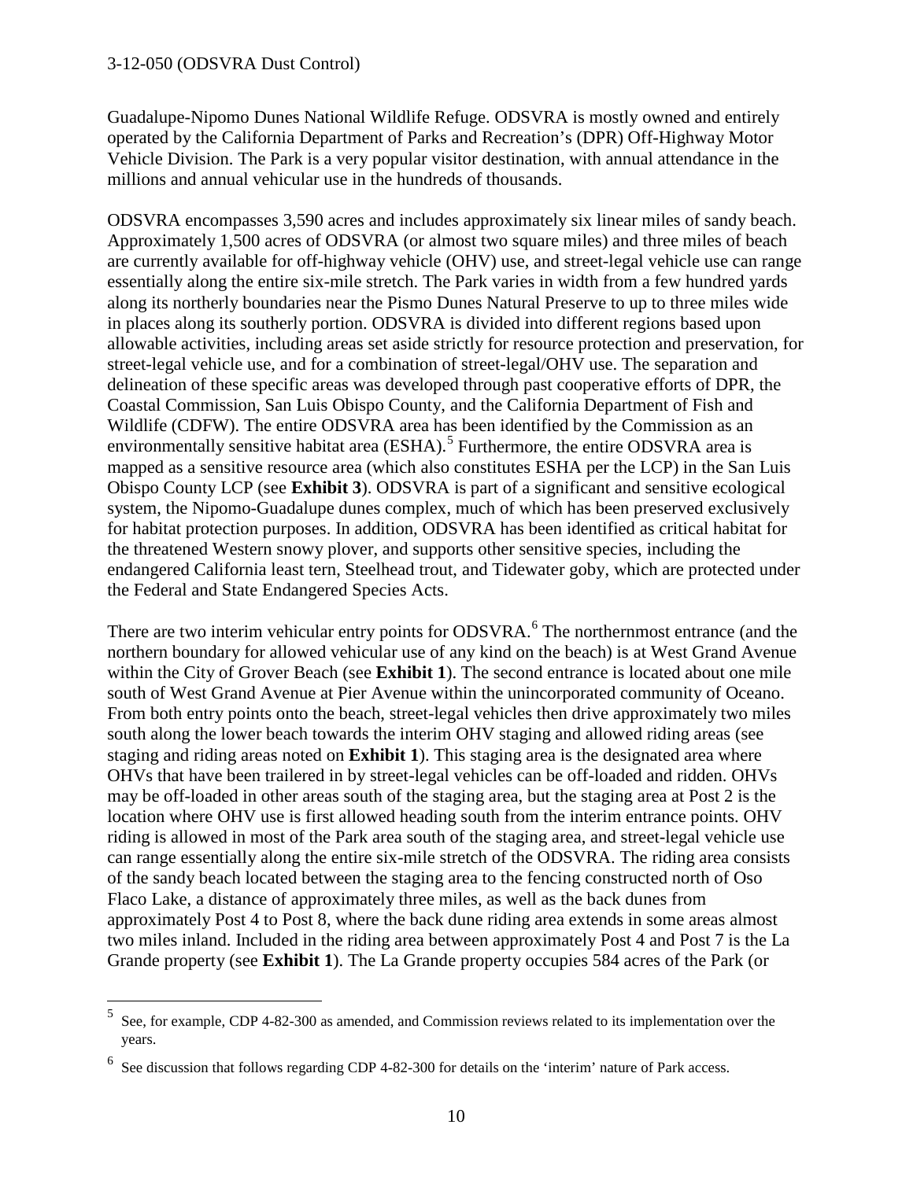Guadalupe-Nipomo Dunes National Wildlife Refuge. ODSVRA is mostly owned and entirely operated by the California Department of Parks and Recreation's (DPR) Off-Highway Motor Vehicle Division. The Park is a very popular visitor destination, with annual attendance in the millions and annual vehicular use in the hundreds of thousands.

ODSVRA encompasses 3,590 acres and includes approximately six linear miles of sandy beach. Approximately 1,500 acres of ODSVRA (or almost two square miles) and three miles of beach are currently available for off-highway vehicle (OHV) use, and street-legal vehicle use can range essentially along the entire six-mile stretch. The Park varies in width from a few hundred yards along its northerly boundaries near the Pismo Dunes Natural Preserve to up to three miles wide in places along its southerly portion. ODSVRA is divided into different regions based upon allowable activities, including areas set aside strictly for resource protection and preservation, for street-legal vehicle use, and for a combination of street-legal/OHV use. The separation and delineation of these specific areas was developed through past cooperative efforts of DPR, the Coastal Commission, San Luis Obispo County, and the California Department of Fish and Wildlife (CDFW). The entire ODSVRA area has been identified by the Commission as an environmentally sensitive habitat area (ESHA).[5] Furthermore, the entire ODSVRA area is mapped as a sensitive resource area (which also constitutes ESHA per the LCP) in the San Luis Obispo County LCP (see **Exhibit 3**). ODSVRA is part of a significant and sensitive ecological system, the Nipomo-Guadalupe dunes complex, much of which has been preserved exclusively for habitat protection purposes. In addition, ODSVRA has been identified as critical habitat for the threatened Western snowy plover, and supports other sensitive species, including the endangered California least tern, Steelhead trout, and Tidewater goby, which are protected under the Federal and State Endangered Species Acts.

There are two interim vehicular entry points for ODSVRA.[6] The northernmost entrance (and the northern boundary for allowed vehicular use of any kind on the beach) is at West Grand Avenue within the City of Grover Beach (see **Exhibit 1**). The second entrance is located about one mile south of West Grand Avenue at Pier Avenue within the unincorporated community of Oceano. From both entry points onto the beach, street-legal vehicles then drive approximately two miles south along the lower beach towards the interim OHV staging and allowed riding areas (see staging and riding areas noted on **Exhibit 1**). This staging area is the designated area where OHVs that have been trailered in by street-legal vehicles can be off-loaded and ridden. OHVs may be off-loaded in other areas south of the staging area, but the staging area at Post 2 is the location where OHV use is first allowed heading south from the interim entrance points. OHV riding is allowed in most of the Park area south of the staging area, and street-legal vehicle use can range essentially along the entire six-mile stretch of the ODSVRA. The riding area consists of the sandy beach located between the staging area to the fencing constructed north of Oso Flaco Lake, a distance of approximately three miles, as well as the back dunes from approximately Post 4 to Post 8, where the back dune riding area extends in some areas almost two miles inland. Included in the riding area between approximately Post 4 and Post 7 is the La Grande property (see **Exhibit 1**). The La Grande property occupies 584 acres of the Park (or

---

[5] See, for example, CDP 4-82-300 as amended, and Commission reviews related to its implementation over the years.

[6] See discussion that follows regarding CDP 4-82-300 for details on the 'interim' nature of Park access.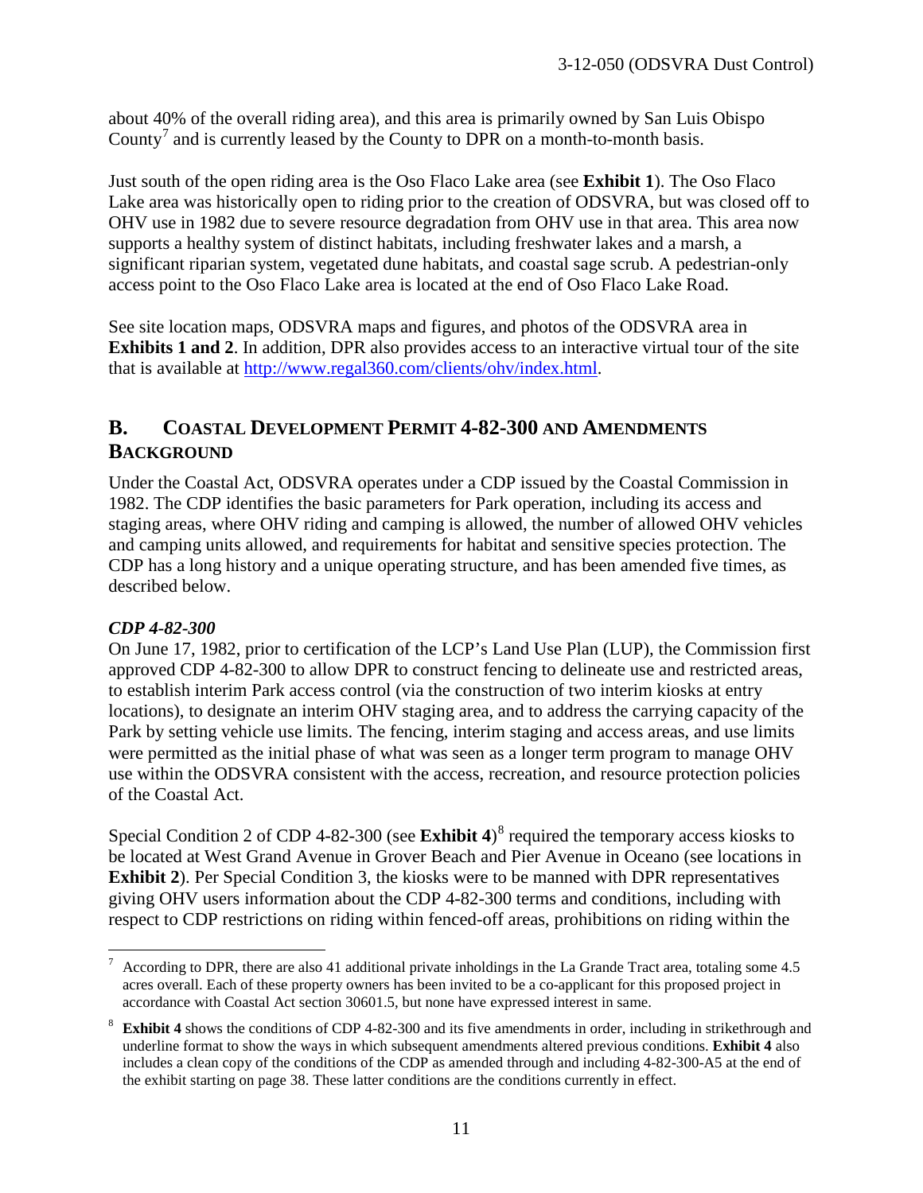about 40% of the overall riding area), and this area is primarily owned by San Luis Obispo County[7] and is currently leased by the County to DPR on a month-to-month basis.

Just south of the open riding area is the Oso Flaco Lake area (see **Exhibit 1**). The Oso Flaco Lake area was historically open to riding prior to the creation of ODSVRA, but was closed off to OHV use in 1982 due to severe resource degradation from OHV use in that area. This area now supports a healthy system of distinct habitats, including freshwater lakes and a marsh, a significant riparian system, vegetated dune habitats, and coastal sage scrub. A pedestrian-only access point to the Oso Flaco Lake area is located at the end of Oso Flaco Lake Road.

See site location maps, ODSVRA maps and figures, and photos of the ODSVRA area in **Exhibits 1 and 2**. In addition, DPR also provides access to an interactive virtual tour of the site that is available at http://www.regal360.com/clients/ohv/index.html.

## B. Coastal Development Permit 4-82-300 and Amendments Background

Under the Coastal Act, ODSVRA operates under a CDP issued by the Coastal Commission in 1982. The CDP identifies the basic parameters for Park operation, including its access and staging areas, where OHV riding and camping is allowed, the number of allowed OHV vehicles and camping units allowed, and requirements for habitat and sensitive species protection. The CDP has a long history and a unique operating structure, and has been amended five times, as described below.

### *CDP 4-82-300*

On June 17, 1982, prior to certification of the LCP's Land Use Plan (LUP), the Commission first approved CDP 4-82-300 to allow DPR to construct fencing to delineate use and restricted areas, to establish interim Park access control (via the construction of two interim kiosks at entry locations), to designate an interim OHV staging area, and to address the carrying capacity of the Park by setting vehicle use limits. The fencing, interim staging and access areas, and use limits were permitted as the initial phase of what was seen as a longer term program to manage OHV use within the ODSVRA consistent with the access, recreation, and resource protection policies of the Coastal Act.

Special Condition 2 of CDP 4-82-300 (see **Exhibit 4**)[8] required the temporary access kiosks to be located at West Grand Avenue in Grover Beach and Pier Avenue in Oceano (see locations in **Exhibit 2**). Per Special Condition 3, the kiosks were to be manned with DPR representatives giving OHV users information about the CDP 4-82-300 terms and conditions, including with respect to CDP restrictions on riding within fenced-off areas, prohibitions on riding within the

---

[7] According to DPR, there are also 41 additional private inholdings in the La Grande Tract area, totaling some 4.5 acres overall. Each of these property owners has been invited to be a co-applicant for this proposed project in accordance with Coastal Act section 30601.5, but none have expressed interest in same.

[8] **Exhibit 4** shows the conditions of CDP 4-82-300 and its five amendments in order, including in strikethrough and underline format to show the ways in which subsequent amendments altered previous conditions. **Exhibit 4** also includes a clean copy of the conditions of the CDP as amended through and including 4-82-300-A5 at the end of the exhibit starting on page 38. These latter conditions are the conditions currently in effect.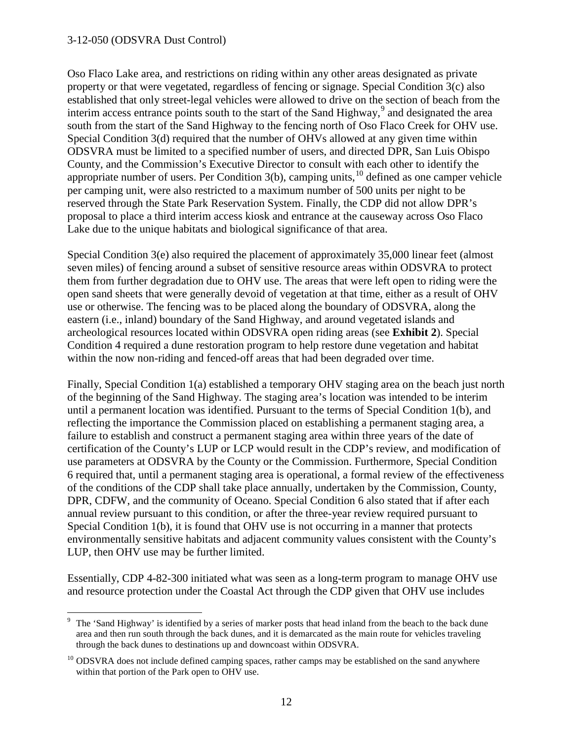Oso Flaco Lake area, and restrictions on riding within any other areas designated as private property or that were vegetated, regardless of fencing or signage. Special Condition 3(c) also established that only street-legal vehicles were allowed to drive on the section of beach from the interim access entrance points south to the start of the Sand Highway,[9] and designated the area south from the start of the Sand Highway to the fencing north of Oso Flaco Creek for OHV use. Special Condition 3(d) required that the number of OHVs allowed at any given time within ODSVRA must be limited to a specified number of users, and directed DPR, San Luis Obispo County, and the Commission's Executive Director to consult with each other to identify the appropriate number of users. Per Condition 3(b), camping units,[10] defined as one camper vehicle per camping unit, were also restricted to a maximum number of 500 units per night to be reserved through the State Park Reservation System. Finally, the CDP did not allow DPR's proposal to place a third interim access kiosk and entrance at the causeway across Oso Flaco Lake due to the unique habitats and biological significance of that area.

Special Condition 3(e) also required the placement of approximately 35,000 linear feet (almost seven miles) of fencing around a subset of sensitive resource areas within ODSVRA to protect them from further degradation due to OHV use. The areas that were left open to riding were the open sand sheets that were generally devoid of vegetation at that time, either as a result of OHV use or otherwise. The fencing was to be placed along the boundary of ODSVRA, along the eastern (i.e., inland) boundary of the Sand Highway, and around vegetated islands and archeological resources located within ODSVRA open riding areas (see **Exhibit 2**). Special Condition 4 required a dune restoration program to help restore dune vegetation and habitat within the now non-riding and fenced-off areas that had been degraded over time.

Finally, Special Condition 1(a) established a temporary OHV staging area on the beach just north of the beginning of the Sand Highway. The staging area's location was intended to be interim until a permanent location was identified. Pursuant to the terms of Special Condition 1(b), and reflecting the importance the Commission placed on establishing a permanent staging area, a failure to establish and construct a permanent staging area within three years of the date of certification of the County's LUP or LCP would result in the CDP's review, and modification of use parameters at ODSVRA by the County or the Commission. Furthermore, Special Condition 6 required that, until a permanent staging area is operational, a formal review of the effectiveness of the conditions of the CDP shall take place annually, undertaken by the Commission, County, DPR, CDFW, and the community of Oceano. Special Condition 6 also stated that if after each annual review pursuant to this condition, or after the three-year review required pursuant to Special Condition 1(b), it is found that OHV use is not occurring in a manner that protects environmentally sensitive habitats and adjacent community values consistent with the County's LUP, then OHV use may be further limited.

Essentially, CDP 4-82-300 initiated what was seen as a long-term program to manage OHV use and resource protection under the Coastal Act through the CDP given that OHV use includes

---

[9] The 'Sand Highway' is identified by a series of marker posts that head inland from the beach to the back dune area and then run south through the back dunes, and it is demarcated as the main route for vehicles traveling through the back dunes to destinations up and downcoast within ODSVRA.

[10] ODSVRA does not include defined camping spaces, rather camps may be established on the sand anywhere within that portion of the Park open to OHV use.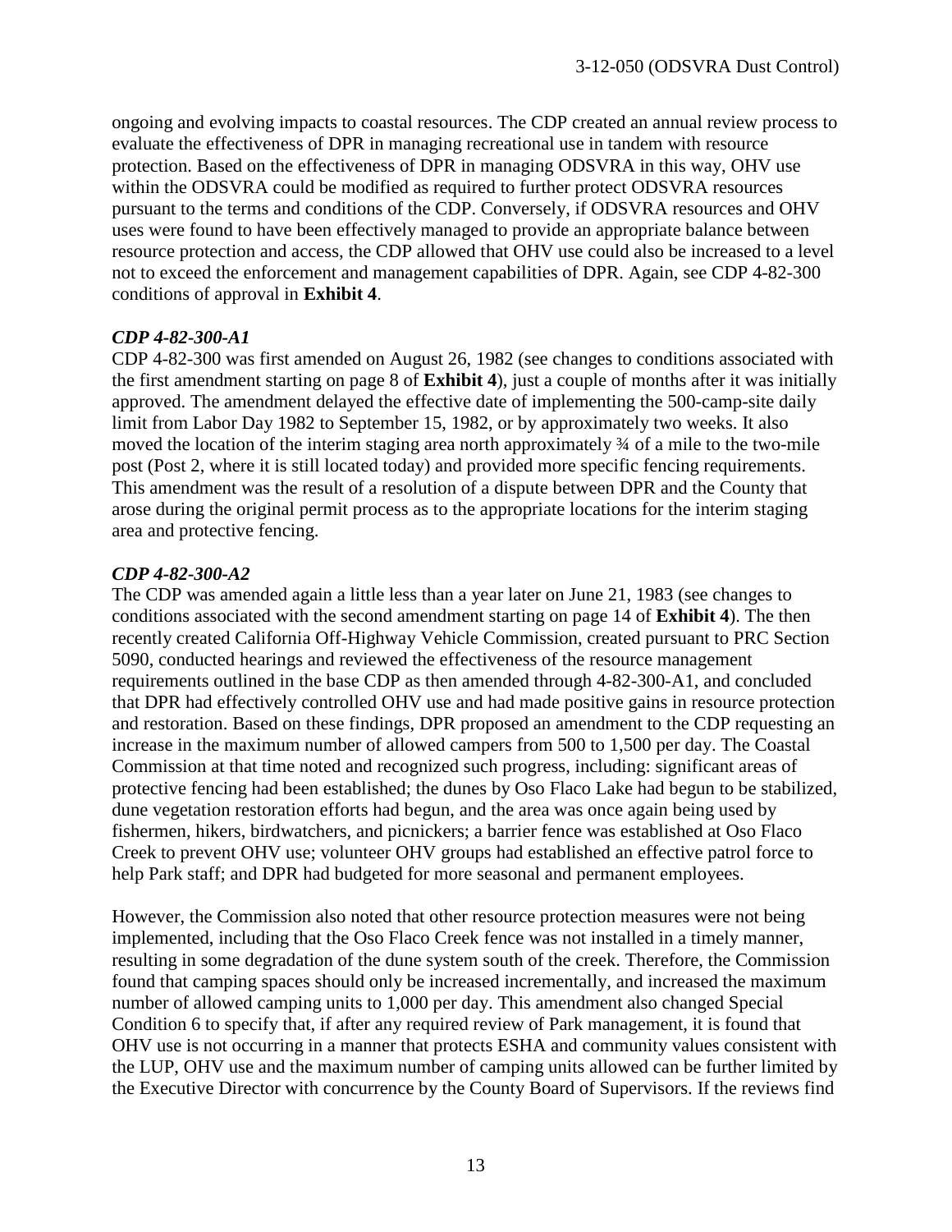ongoing and evolving impacts to coastal resources. The CDP created an annual review process to evaluate the effectiveness of DPR in managing recreational use in tandem with resource protection. Based on the effectiveness of DPR in managing ODSVRA in this way, OHV use within the ODSVRA could be modified as required to further protect ODSVRA resources pursuant to the terms and conditions of the CDP. Conversely, if ODSVRA resources and OHV uses were found to have been effectively managed to provide an appropriate balance between resource protection and access, the CDP allowed that OHV use could also be increased to a level not to exceed the enforcement and management capabilities of DPR. Again, see CDP 4-82-300 conditions of approval in **Exhibit 4**.

***CDP 4-82-300-A1***

CDP 4-82-300 was first amended on August 26, 1982 (see changes to conditions associated with the first amendment starting on page 8 of **Exhibit 4**), just a couple of months after it was initially approved. The amendment delayed the effective date of implementing the 500-camp-site daily limit from Labor Day 1982 to September 15, 1982, or by approximately two weeks. It also moved the location of the interim staging area north approximately ¾ of a mile to the two-mile post (Post 2, where it is still located today) and provided more specific fencing requirements. This amendment was the result of a resolution of a dispute between DPR and the County that arose during the original permit process as to the appropriate locations for the interim staging area and protective fencing.

***CDP 4-82-300-A2***

The CDP was amended again a little less than a year later on June 21, 1983 (see changes to conditions associated with the second amendment starting on page 14 of **Exhibit 4**). The then recently created California Off-Highway Vehicle Commission, created pursuant to PRC Section 5090, conducted hearings and reviewed the effectiveness of the resource management requirements outlined in the base CDP as then amended through 4-82-300-A1, and concluded that DPR had effectively controlled OHV use and had made positive gains in resource protection and restoration. Based on these findings, DPR proposed an amendment to the CDP requesting an increase in the maximum number of allowed campers from 500 to 1,500 per day. The Coastal Commission at that time noted and recognized such progress, including: significant areas of protective fencing had been established; the dunes by Oso Flaco Lake had begun to be stabilized, dune vegetation restoration efforts had begun, and the area was once again being used by fishermen, hikers, birdwatchers, and picnickers; a barrier fence was established at Oso Flaco Creek to prevent OHV use; volunteer OHV groups had established an effective patrol force to help Park staff; and DPR had budgeted for more seasonal and permanent employees.

However, the Commission also noted that other resource protection measures were not being implemented, including that the Oso Flaco Creek fence was not installed in a timely manner, resulting in some degradation of the dune system south of the creek. Therefore, the Commission found that camping spaces should only be increased incrementally, and increased the maximum number of allowed camping units to 1,000 per day. This amendment also changed Special Condition 6 to specify that, if after any required review of Park management, it is found that OHV use is not occurring in a manner that protects ESHA and community values consistent with the LUP, OHV use and the maximum number of camping units allowed can be further limited by the Executive Director with concurrence by the County Board of Supervisors. If the reviews find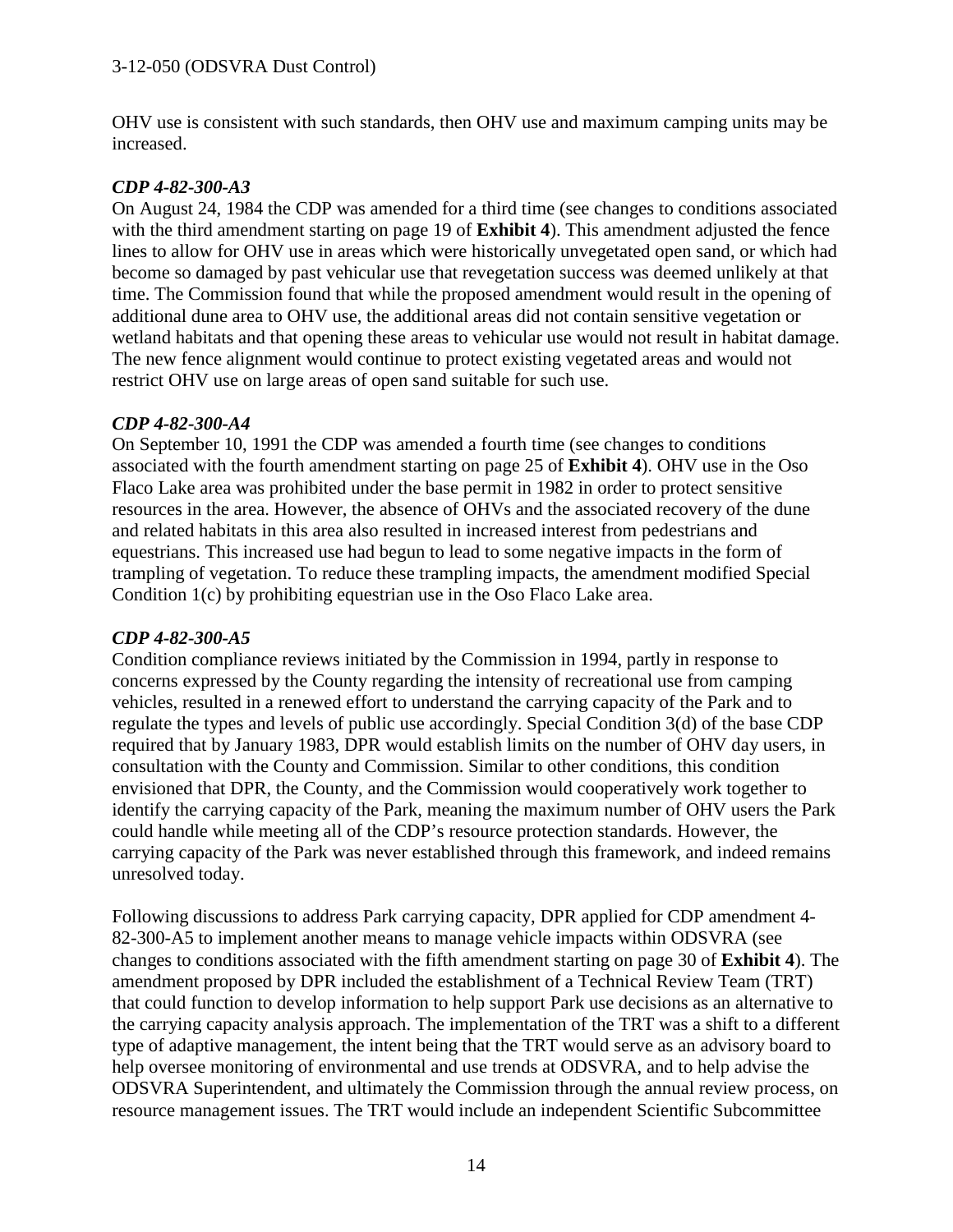OHV use is consistent with such standards, then OHV use and maximum camping units may be increased.

### *CDP 4-82-300-A3*

On August 24, 1984 the CDP was amended for a third time (see changes to conditions associated with the third amendment starting on page 19 of **Exhibit 4**). This amendment adjusted the fence lines to allow for OHV use in areas which were historically unvegetated open sand, or which had become so damaged by past vehicular use that revegetation success was deemed unlikely at that time. The Commission found that while the proposed amendment would result in the opening of additional dune area to OHV use, the additional areas did not contain sensitive vegetation or wetland habitats and that opening these areas to vehicular use would not result in habitat damage. The new fence alignment would continue to protect existing vegetated areas and would not restrict OHV use on large areas of open sand suitable for such use.

### *CDP 4-82-300-A4*

On September 10, 1991 the CDP was amended a fourth time (see changes to conditions associated with the fourth amendment starting on page 25 of **Exhibit 4**). OHV use in the Oso Flaco Lake area was prohibited under the base permit in 1982 in order to protect sensitive resources in the area. However, the absence of OHVs and the associated recovery of the dune and related habitats in this area also resulted in increased interest from pedestrians and equestrians. This increased use had begun to lead to some negative impacts in the form of trampling of vegetation. To reduce these trampling impacts, the amendment modified Special Condition 1(c) by prohibiting equestrian use in the Oso Flaco Lake area.

### *CDP 4-82-300-A5*

Condition compliance reviews initiated by the Commission in 1994, partly in response to concerns expressed by the County regarding the intensity of recreational use from camping vehicles, resulted in a renewed effort to understand the carrying capacity of the Park and to regulate the types and levels of public use accordingly. Special Condition 3(d) of the base CDP required that by January 1983, DPR would establish limits on the number of OHV day users, in consultation with the County and Commission. Similar to other conditions, this condition envisioned that DPR, the County, and the Commission would cooperatively work together to identify the carrying capacity of the Park, meaning the maximum number of OHV users the Park could handle while meeting all of the CDP's resource protection standards. However, the carrying capacity of the Park was never established through this framework, and indeed remains unresolved today.

Following discussions to address Park carrying capacity, DPR applied for CDP amendment 4-82-300-A5 to implement another means to manage vehicle impacts within ODSVRA (see changes to conditions associated with the fifth amendment starting on page 30 of **Exhibit 4**). The amendment proposed by DPR included the establishment of a Technical Review Team (TRT) that could function to develop information to help support Park use decisions as an alternative to the carrying capacity analysis approach. The implementation of the TRT was a shift to a different type of adaptive management, the intent being that the TRT would serve as an advisory board to help oversee monitoring of environmental and use trends at ODSVRA, and to help advise the ODSVRA Superintendent, and ultimately the Commission through the annual review process, on resource management issues. The TRT would include an independent Scientific Subcommittee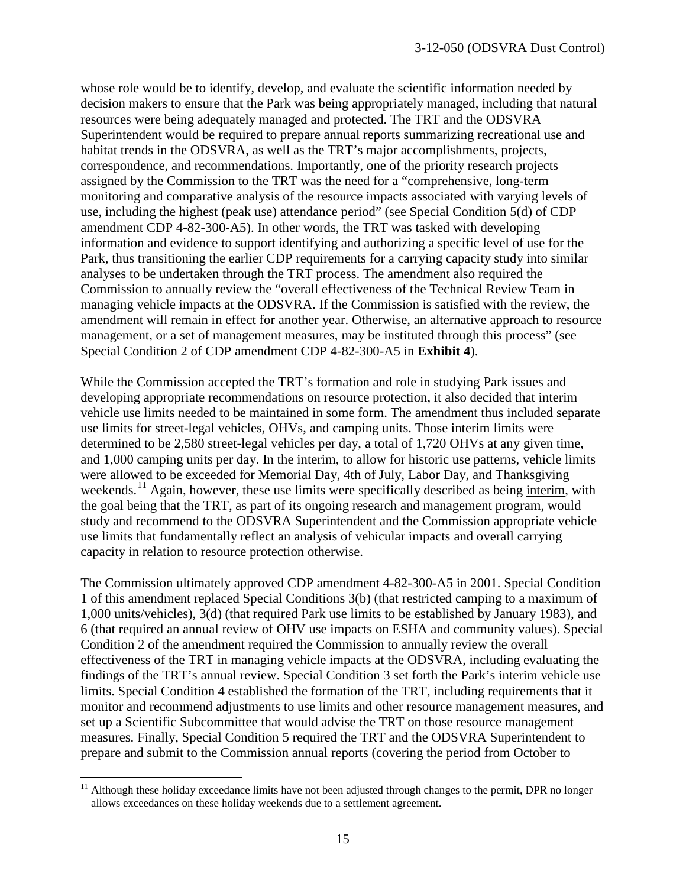whose role would be to identify, develop, and evaluate the scientific information needed by decision makers to ensure that the Park was being appropriately managed, including that natural resources were being adequately managed and protected. The TRT and the ODSVRA Superintendent would be required to prepare annual reports summarizing recreational use and habitat trends in the ODSVRA, as well as the TRT's major accomplishments, projects, correspondence, and recommendations. Importantly, one of the priority research projects assigned by the Commission to the TRT was the need for a "comprehensive, long-term monitoring and comparative analysis of the resource impacts associated with varying levels of use, including the highest (peak use) attendance period" (see Special Condition 5(d) of CDP amendment CDP 4-82-300-A5). In other words, the TRT was tasked with developing information and evidence to support identifying and authorizing a specific level of use for the Park, thus transitioning the earlier CDP requirements for a carrying capacity study into similar analyses to be undertaken through the TRT process. The amendment also required the Commission to annually review the "overall effectiveness of the Technical Review Team in managing vehicle impacts at the ODSVRA. If the Commission is satisfied with the review, the amendment will remain in effect for another year. Otherwise, an alternative approach to resource management, or a set of management measures, may be instituted through this process" (see Special Condition 2 of CDP amendment CDP 4-82-300-A5 in **Exhibit 4**).

While the Commission accepted the TRT's formation and role in studying Park issues and developing appropriate recommendations on resource protection, it also decided that interim vehicle use limits needed to be maintained in some form. The amendment thus included separate use limits for street-legal vehicles, OHVs, and camping units. Those interim limits were determined to be 2,580 street-legal vehicles per day, a total of 1,720 OHVs at any given time, and 1,000 camping units per day. In the interim, to allow for historic use patterns, vehicle limits were allowed to be exceeded for Memorial Day, 4th of July, Labor Day, and Thanksgiving weekends.[11] Again, however, these use limits were specifically described as being <u>interim</u>, with the goal being that the TRT, as part of its ongoing research and management program, would study and recommend to the ODSVRA Superintendent and the Commission appropriate vehicle use limits that fundamentally reflect an analysis of vehicular impacts and overall carrying capacity in relation to resource protection otherwise.

The Commission ultimately approved CDP amendment 4-82-300-A5 in 2001. Special Condition 1 of this amendment replaced Special Conditions 3(b) (that restricted camping to a maximum of 1,000 units/vehicles), 3(d) (that required Park use limits to be established by January 1983), and 6 (that required an annual review of OHV use impacts on ESHA and community values). Special Condition 2 of the amendment required the Commission to annually review the overall effectiveness of the TRT in managing vehicle impacts at the ODSVRA, including evaluating the findings of the TRT's annual review. Special Condition 3 set forth the Park's interim vehicle use limits. Special Condition 4 established the formation of the TRT, including requirements that it monitor and recommend adjustments to use limits and other resource management measures, and set up a Scientific Subcommittee that would advise the TRT on those resource management measures. Finally, Special Condition 5 required the TRT and the ODSVRA Superintendent to prepare and submit to the Commission annual reports (covering the period from October to

[11] Although these holiday exceedance limits have not been adjusted through changes to the permit, DPR no longer allows exceedances on these holiday weekends due to a settlement agreement.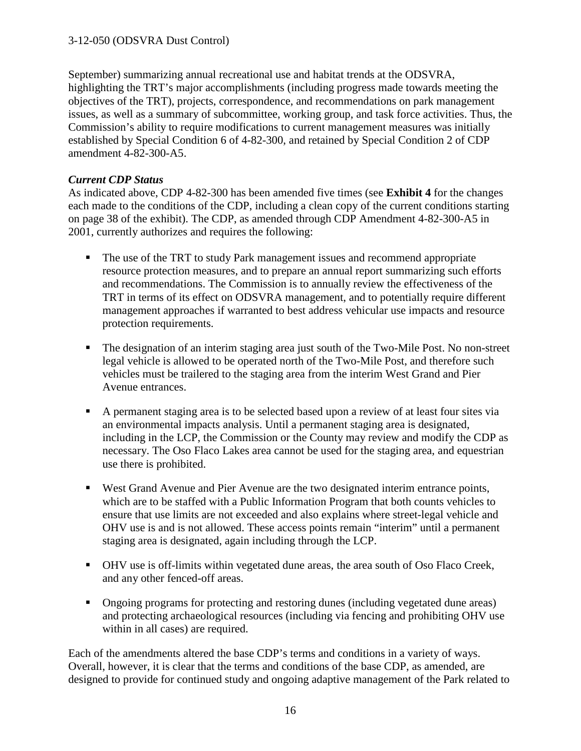September) summarizing annual recreational use and habitat trends at the ODSVRA, highlighting the TRT's major accomplishments (including progress made towards meeting the objectives of the TRT), projects, correspondence, and recommendations on park management issues, as well as a summary of subcommittee, working group, and task force activities. Thus, the Commission's ability to require modifications to current management measures was initially established by Special Condition 6 of 4-82-300, and retained by Special Condition 2 of CDP amendment 4-82-300-A5.

***Current CDP Status***

As indicated above, CDP 4-82-300 has been amended five times (see **Exhibit 4** for the changes each made to the conditions of the CDP, including a clean copy of the current conditions starting on page 38 of the exhibit). The CDP, as amended through CDP Amendment 4-82-300-A5 in 2001, currently authorizes and requires the following:

- The use of the TRT to study Park management issues and recommend appropriate resource protection measures, and to prepare an annual report summarizing such efforts and recommendations. The Commission is to annually review the effectiveness of the TRT in terms of its effect on ODSVRA management, and to potentially require different management approaches if warranted to best address vehicular use impacts and resource protection requirements.

- The designation of an interim staging area just south of the Two-Mile Post. No non-street legal vehicle is allowed to be operated north of the Two-Mile Post, and therefore such vehicles must be trailered to the staging area from the interim West Grand and Pier Avenue entrances.

- A permanent staging area is to be selected based upon a review of at least four sites via an environmental impacts analysis. Until a permanent staging area is designated, including in the LCP, the Commission or the County may review and modify the CDP as necessary. The Oso Flaco Lakes area cannot be used for the staging area, and equestrian use there is prohibited.

- West Grand Avenue and Pier Avenue are the two designated interim entrance points, which are to be staffed with a Public Information Program that both counts vehicles to ensure that use limits are not exceeded and also explains where street-legal vehicle and OHV use is and is not allowed. These access points remain "interim" until a permanent staging area is designated, again including through the LCP.

- OHV use is off-limits within vegetated dune areas, the area south of Oso Flaco Creek, and any other fenced-off areas.

- Ongoing programs for protecting and restoring dunes (including vegetated dune areas) and protecting archaeological resources (including via fencing and prohibiting OHV use within in all cases) are required.

Each of the amendments altered the base CDP's terms and conditions in a variety of ways. Overall, however, it is clear that the terms and conditions of the base CDP, as amended, are designed to provide for continued study and ongoing adaptive management of the Park related to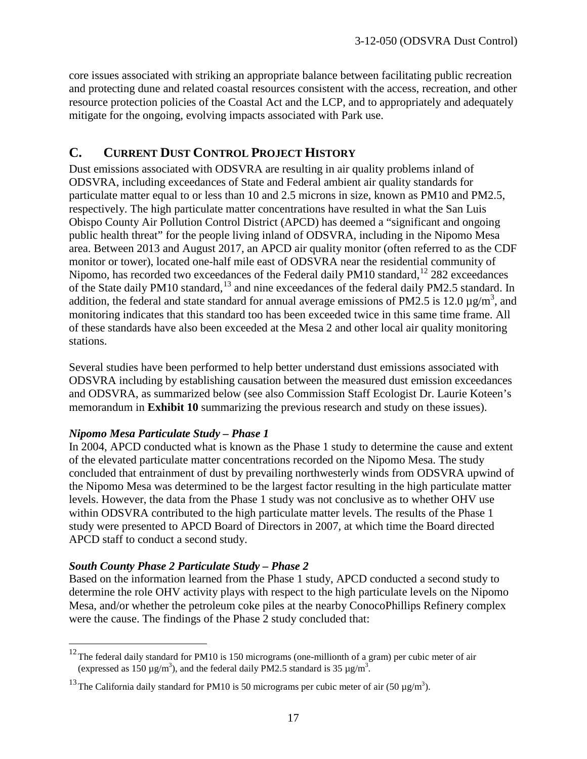core issues associated with striking an appropriate balance between facilitating public recreation and protecting dune and related coastal resources consistent with the access, recreation, and other resource protection policies of the Coastal Act and the LCP, and to appropriately and adequately mitigate for the ongoing, evolving impacts associated with Park use.

## C. CURRENT DUST CONTROL PROJECT HISTORY

Dust emissions associated with ODSVRA are resulting in air quality problems inland of ODSVRA, including exceedances of State and Federal ambient air quality standards for particulate matter equal to or less than 10 and 2.5 microns in size, known as PM10 and PM2.5, respectively. The high particulate matter concentrations have resulted in what the San Luis Obispo County Air Pollution Control District (APCD) has deemed a "significant and ongoing public health threat" for the people living inland of ODSVRA, including in the Nipomo Mesa area. Between 2013 and August 2017, an APCD air quality monitor (often referred to as the CDF monitor or tower), located one-half mile east of ODSVRA near the residential community of Nipomo, has recorded two exceedances of the Federal daily PM10 standard,[12] 282 exceedances of the State daily PM10 standard,[13] and nine exceedances of the federal daily PM2.5 standard. In addition, the federal and state standard for annual average emissions of PM2.5 is 12.0 $\mu g/m^3$, and monitoring indicates that this standard too has been exceeded twice in this same time frame. All of these standards have also been exceeded at the Mesa 2 and other local air quality monitoring stations.

Several studies have been performed to help better understand dust emissions associated with ODSVRA including by establishing causation between the measured dust emission exceedances and ODSVRA, as summarized below (see also Commission Staff Ecologist Dr. Laurie Koteen's memorandum in **Exhibit 10** summarizing the previous research and study on these issues).

***Nipomo Mesa Particulate Study – Phase 1***

In 2004, APCD conducted what is known as the Phase 1 study to determine the cause and extent of the elevated particulate matter concentrations recorded on the Nipomo Mesa. The study concluded that entrainment of dust by prevailing northwesterly winds from ODSVRA upwind of the Nipomo Mesa was determined to be the largest factor resulting in the high particulate matter levels. However, the data from the Phase 1 study was not conclusive as to whether OHV use within ODSVRA contributed to the high particulate matter levels. The results of the Phase 1 study were presented to APCD Board of Directors in 2007, at which time the Board directed APCD staff to conduct a second study.

***South County Phase 2 Particulate Study – Phase 2***

Based on the information learned from the Phase 1 study, APCD conducted a second study to determine the role OHV activity plays with respect to the high particulate levels on the Nipomo Mesa, and/or whether the petroleum coke piles at the nearby ConocoPhillips Refinery complex were the cause. The findings of the Phase 2 study concluded that:

---

[12] The federal daily standard for PM10 is 150 micrograms (one-millionth of a gram) per cubic meter of air (expressed as 150 $\mu g/m^3$), and the federal daily PM2.5 standard is 35 $\mu g/m^3$.

[13] The California daily standard for PM10 is 50 micrograms per cubic meter of air (50 $\mu g/m^3$).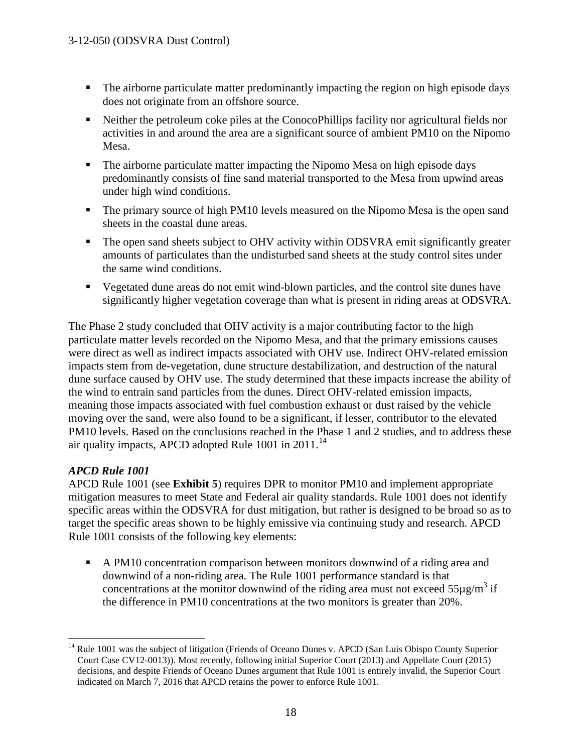- The airborne particulate matter predominantly impacting the region on high episode days does not originate from an offshore source.
- Neither the petroleum coke piles at the ConocoPhillips facility nor agricultural fields nor activities in and around the area are a significant source of ambient PM10 on the Nipomo Mesa.
- The airborne particulate matter impacting the Nipomo Mesa on high episode days predominantly consists of fine sand material transported to the Mesa from upwind areas under high wind conditions.
- The primary source of high PM10 levels measured on the Nipomo Mesa is the open sand sheets in the coastal dune areas.
- The open sand sheets subject to OHV activity within ODSVRA emit significantly greater amounts of particulates than the undisturbed sand sheets at the study control sites under the same wind conditions.
- Vegetated dune areas do not emit wind-blown particles, and the control site dunes have significantly higher vegetation coverage than what is present in riding areas at ODSVRA.

The Phase 2 study concluded that OHV activity is a major contributing factor to the high particulate matter levels recorded on the Nipomo Mesa, and that the primary emissions causes were direct as well as indirect impacts associated with OHV use. Indirect OHV-related emission impacts stem from de-vegetation, dune structure destabilization, and destruction of the natural dune surface caused by OHV use. The study determined that these impacts increase the ability of the wind to entrain sand particles from the dunes. Direct OHV-related emission impacts, meaning those impacts associated with fuel combustion exhaust or dust raised by the vehicle moving over the sand, were also found to be a significant, if lesser, contributor to the elevated PM10 levels. Based on the conclusions reached in the Phase 1 and 2 studies, and to address these air quality impacts, APCD adopted Rule 1001 in 2011.[14]

***APCD Rule 1001***

APCD Rule 1001 (see **Exhibit 5**) requires DPR to monitor PM10 and implement appropriate mitigation measures to meet State and Federal air quality standards. Rule 1001 does not identify specific areas within the ODSVRA for dust mitigation, but rather is designed to be broad so as to target the specific areas shown to be highly emissive via continuing study and research. APCD Rule 1001 consists of the following key elements:

- A PM10 concentration comparison between monitors downwind of a riding area and downwind of a non-riding area. The Rule 1001 performance standard is that concentrations at the monitor downwind of the riding area must not exceed $55\mu g/m^3$ if the difference in PM10 concentrations at the two monitors is greater than 20%.

[14] Rule 1001 was the subject of litigation (Friends of Oceano Dunes v. APCD (San Luis Obispo County Superior Court Case CV12-0013)). Most recently, following initial Superior Court (2013) and Appellate Court (2015) decisions, and despite Friends of Oceano Dunes argument that Rule 1001 is entirely invalid, the Superior Court indicated on March 7, 2016 that APCD retains the power to enforce Rule 1001.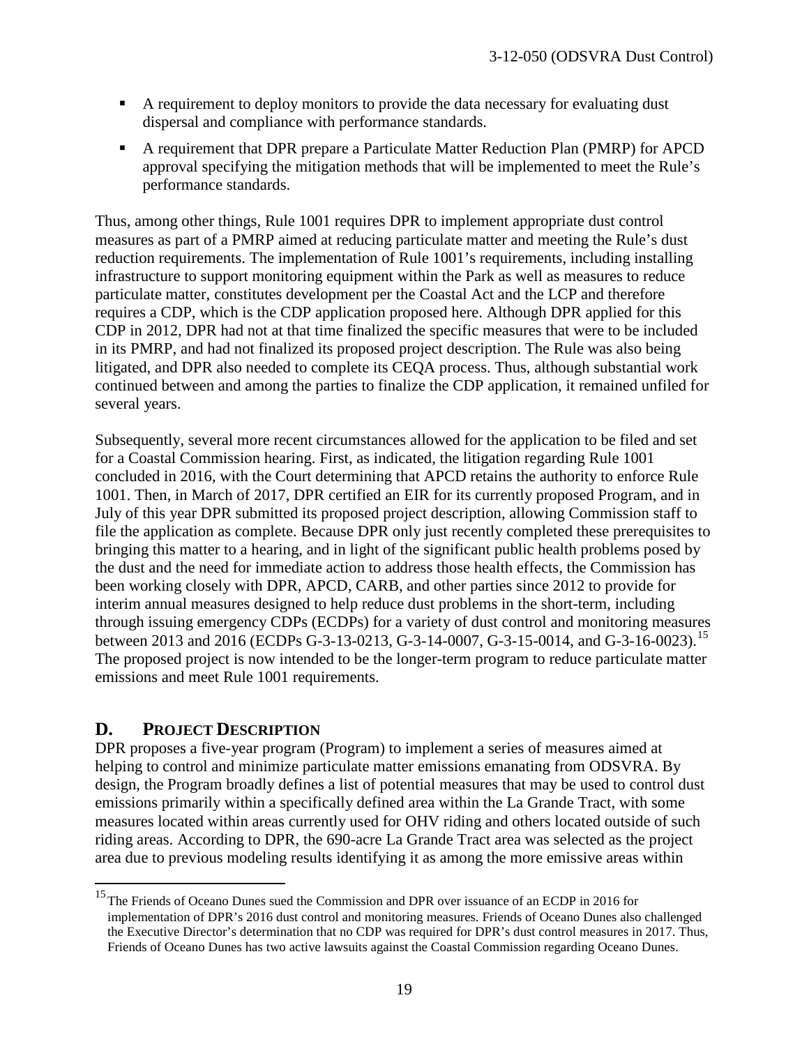- A requirement to deploy monitors to provide the data necessary for evaluating dust dispersal and compliance with performance standards.
- A requirement that DPR prepare a Particulate Matter Reduction Plan (PMRP) for APCD approval specifying the mitigation methods that will be implemented to meet the Rule's performance standards.

Thus, among other things, Rule 1001 requires DPR to implement appropriate dust control measures as part of a PMRP aimed at reducing particulate matter and meeting the Rule's dust reduction requirements. The implementation of Rule 1001's requirements, including installing infrastructure to support monitoring equipment within the Park as well as measures to reduce particulate matter, constitutes development per the Coastal Act and the LCP and therefore requires a CDP, which is the CDP application proposed here. Although DPR applied for this CDP in 2012, DPR had not at that time finalized the specific measures that were to be included in its PMRP, and had not finalized its proposed project description. The Rule was also being litigated, and DPR also needed to complete its CEQA process. Thus, although substantial work continued between and among the parties to finalize the CDP application, it remained unfiled for several years.

Subsequently, several more recent circumstances allowed for the application to be filed and set for a Coastal Commission hearing. First, as indicated, the litigation regarding Rule 1001 concluded in 2016, with the Court determining that APCD retains the authority to enforce Rule 1001. Then, in March of 2017, DPR certified an EIR for its currently proposed Program, and in July of this year DPR submitted its proposed project description, allowing Commission staff to file the application as complete. Because DPR only just recently completed these prerequisites to bringing this matter to a hearing, and in light of the significant public health problems posed by the dust and the need for immediate action to address those health effects, the Commission has been working closely with DPR, APCD, CARB, and other parties since 2012 to provide for interim annual measures designed to help reduce dust problems in the short-term, including through issuing emergency CDPs (ECDPs) for a variety of dust control and monitoring measures between 2013 and 2016 (ECDPs G-3-13-0213, G-3-14-0007, G-3-15-0014, and G-3-16-0023).[15] The proposed project is now intended to be the longer-term program to reduce particulate matter emissions and meet Rule 1001 requirements.

## D. PROJECT DESCRIPTION

DPR proposes a five-year program (Program) to implement a series of measures aimed at helping to control and minimize particulate matter emissions emanating from ODSVRA. By design, the Program broadly defines a list of potential measures that may be used to control dust emissions primarily within a specifically defined area within the La Grande Tract, with some measures located within areas currently used for OHV riding and others located outside of such riding areas. According to DPR, the 690-acre La Grande Tract area was selected as the project area due to previous modeling results identifying it as among the more emissive areas within

[15] The Friends of Oceano Dunes sued the Commission and DPR over issuance of an ECDP in 2016 for implementation of DPR's 2016 dust control and monitoring measures. Friends of Oceano Dunes also challenged the Executive Director's determination that no CDP was required for DPR's dust control measures in 2017. Thus, Friends of Oceano Dunes has two active lawsuits against the Coastal Commission regarding Oceano Dunes.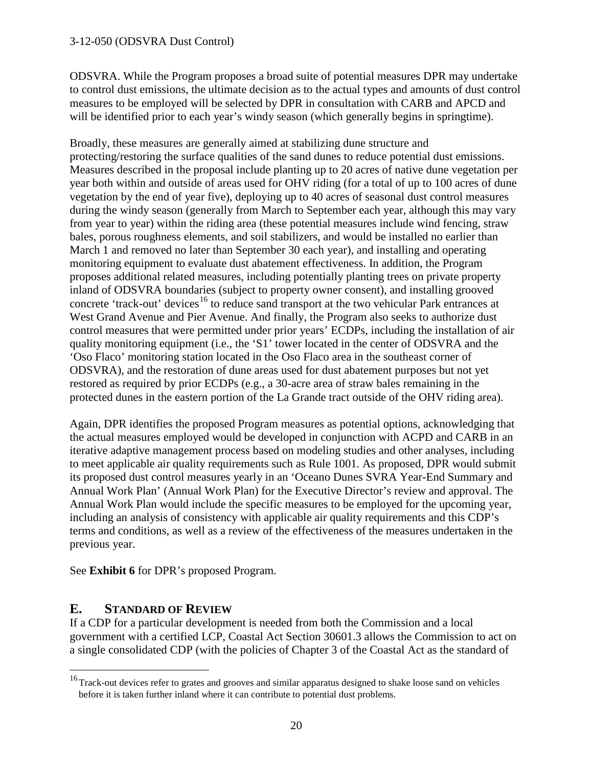ODSVRA. While the Program proposes a broad suite of potential measures DPR may undertake to control dust emissions, the ultimate decision as to the actual types and amounts of dust control measures to be employed will be selected by DPR in consultation with CARB and APCD and will be identified prior to each year's windy season (which generally begins in springtime).

Broadly, these measures are generally aimed at stabilizing dune structure and protecting/restoring the surface qualities of the sand dunes to reduce potential dust emissions. Measures described in the proposal include planting up to 20 acres of native dune vegetation per year both within and outside of areas used for OHV riding (for a total of up to 100 acres of dune vegetation by the end of year five), deploying up to 40 acres of seasonal dust control measures during the windy season (generally from March to September each year, although this may vary from year to year) within the riding area (these potential measures include wind fencing, straw bales, porous roughness elements, and soil stabilizers, and would be installed no earlier than March 1 and removed no later than September 30 each year), and installing and operating monitoring equipment to evaluate dust abatement effectiveness. In addition, the Program proposes additional related measures, including potentially planting trees on private property inland of ODSVRA boundaries (subject to property owner consent), and installing grooved concrete 'track-out' devices[16] to reduce sand transport at the two vehicular Park entrances at West Grand Avenue and Pier Avenue. And finally, the Program also seeks to authorize dust control measures that were permitted under prior years' ECDPs, including the installation of air quality monitoring equipment (i.e., the 'S1' tower located in the center of ODSVRA and the 'Oso Flaco' monitoring station located in the Oso Flaco area in the southeast corner of ODSVRA), and the restoration of dune areas used for dust abatement purposes but not yet restored as required by prior ECDPs (e.g., a 30-acre area of straw bales remaining in the protected dunes in the eastern portion of the La Grande tract outside of the OHV riding area).

Again, DPR identifies the proposed Program measures as potential options, acknowledging that the actual measures employed would be developed in conjunction with ACPD and CARB in an iterative adaptive management process based on modeling studies and other analyses, including to meet applicable air quality requirements such as Rule 1001. As proposed, DPR would submit its proposed dust control measures yearly in an 'Oceano Dunes SVRA Year-End Summary and Annual Work Plan' (Annual Work Plan) for the Executive Director's review and approval. The Annual Work Plan would include the specific measures to be employed for the upcoming year, including an analysis of consistency with applicable air quality requirements and this CDP's terms and conditions, as well as a review of the effectiveness of the measures undertaken in the previous year.

See **Exhibit 6** for DPR's proposed Program.

## E. STANDARD OF REVIEW

If a CDP for a particular development is needed from both the Commission and a local government with a certified LCP, Coastal Act Section 30601.3 allows the Commission to act on a single consolidated CDP (with the policies of Chapter 3 of the Coastal Act as the standard of

---

[16] Track-out devices refer to grates and grooves and similar apparatus designed to shake loose sand on vehicles before it is taken further inland where it can contribute to potential dust problems.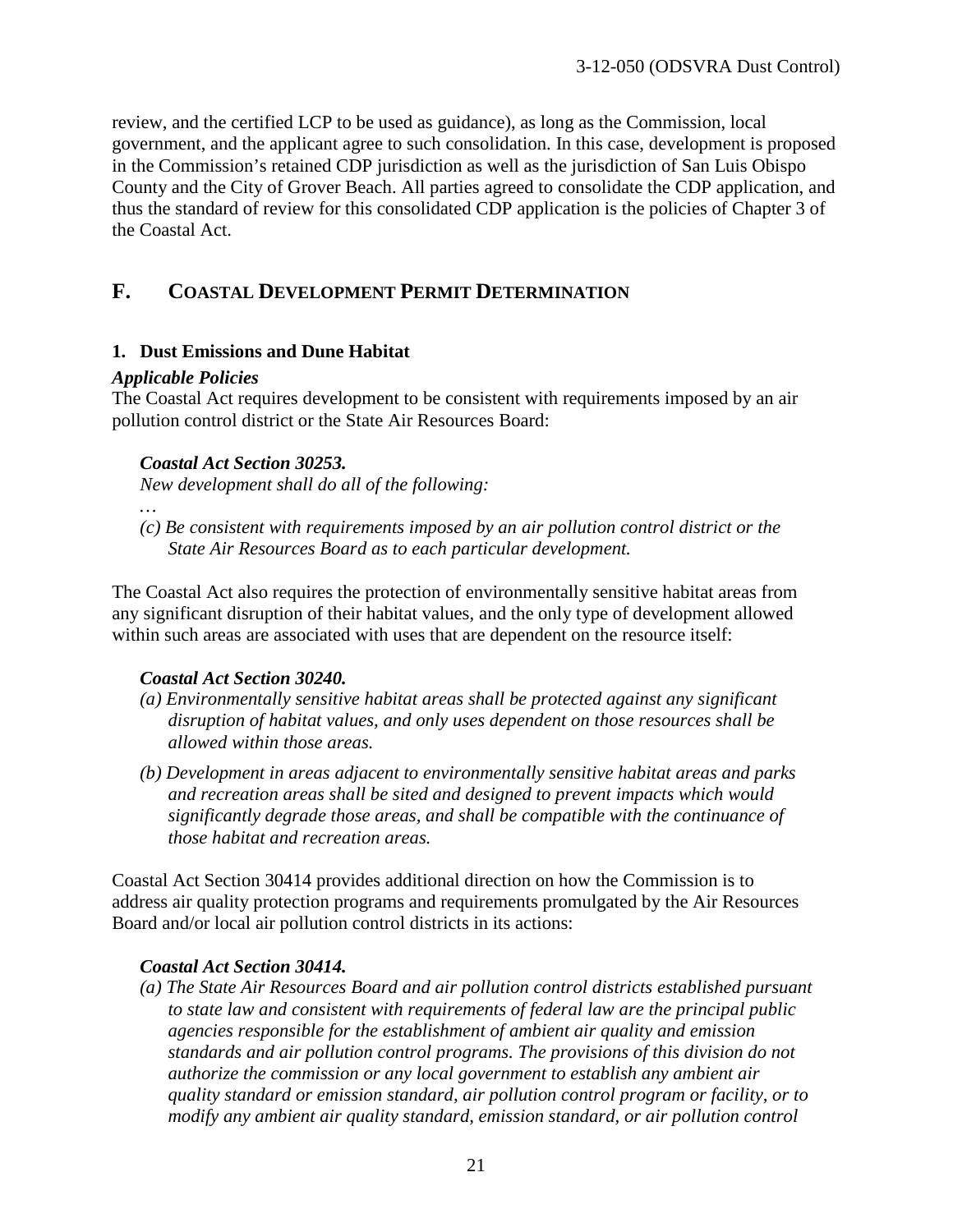review, and the certified LCP to be used as guidance), as long as the Commission, local government, and the applicant agree to such consolidation. In this case, development is proposed in the Commission's retained CDP jurisdiction as well as the jurisdiction of San Luis Obispo County and the City of Grover Beach. All parties agreed to consolidate the CDP application, and thus the standard of review for this consolidated CDP application is the policies of Chapter 3 of the Coastal Act.

## F. COASTAL DEVELOPMENT PERMIT DETERMINATION

### 1. Dust Emissions and Dune Habitat

***Applicable Policies***

The Coastal Act requires development to be consistent with requirements imposed by an air pollution control district or the State Air Resources Board:

> ***Coastal Act Section 30253.***
>
> *New development shall do all of the following:*
>
> …
>
> *(c) Be consistent with requirements imposed by an air pollution control district or the State Air Resources Board as to each particular development.*

The Coastal Act also requires the protection of environmentally sensitive habitat areas from any significant disruption of their habitat values, and the only type of development allowed within such areas are associated with uses that are dependent on the resource itself:

> ***Coastal Act Section 30240.***
>
> *(a) Environmentally sensitive habitat areas shall be protected against any significant disruption of habitat values, and only uses dependent on those resources shall be allowed within those areas.*
>
> *(b) Development in areas adjacent to environmentally sensitive habitat areas and parks and recreation areas shall be sited and designed to prevent impacts which would significantly degrade those areas, and shall be compatible with the continuance of those habitat and recreation areas.*

Coastal Act Section 30414 provides additional direction on how the Commission is to address air quality protection programs and requirements promulgated by the Air Resources Board and/or local air pollution control districts in its actions:

> ***Coastal Act Section 30414.***
>
> *(a) The State Air Resources Board and air pollution control districts established pursuant to state law and consistent with requirements of federal law are the principal public agencies responsible for the establishment of ambient air quality and emission standards and air pollution control programs. The provisions of this division do not authorize the commission or any local government to establish any ambient air quality standard or emission standard, air pollution control program or facility, or to modify any ambient air quality standard, emission standard, or air pollution control*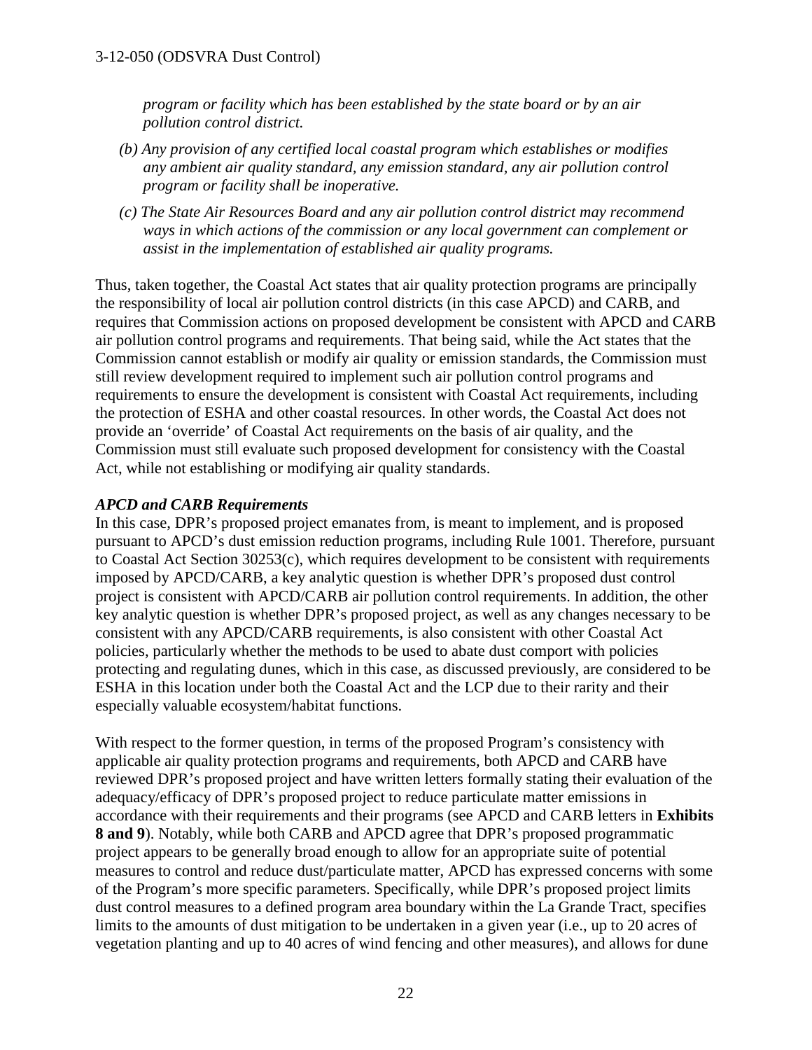*program or facility which has been established by the state board or by an air pollution control district.*

*(b) Any provision of any certified local coastal program which establishes or modifies any ambient air quality standard, any emission standard, any air pollution control program or facility shall be inoperative.*

*(c) The State Air Resources Board and any air pollution control district may recommend ways in which actions of the commission or any local government can complement or assist in the implementation of established air quality programs.*

Thus, taken together, the Coastal Act states that air quality protection programs are principally the responsibility of local air pollution control districts (in this case APCD) and CARB, and requires that Commission actions on proposed development be consistent with APCD and CARB air pollution control programs and requirements. That being said, while the Act states that the Commission cannot establish or modify air quality or emission standards, the Commission must still review development required to implement such air pollution control programs and requirements to ensure the development is consistent with Coastal Act requirements, including the protection of ESHA and other coastal resources. In other words, the Coastal Act does not provide an 'override' of Coastal Act requirements on the basis of air quality, and the Commission must still evaluate such proposed development for consistency with the Coastal Act, while not establishing or modifying air quality standards.

***APCD and CARB Requirements***

In this case, DPR's proposed project emanates from, is meant to implement, and is proposed pursuant to APCD's dust emission reduction programs, including Rule 1001. Therefore, pursuant to Coastal Act Section 30253(c), which requires development to be consistent with requirements imposed by APCD/CARB, a key analytic question is whether DPR's proposed dust control project is consistent with APCD/CARB air pollution control requirements. In addition, the other key analytic question is whether DPR's proposed project, as well as any changes necessary to be consistent with any APCD/CARB requirements, is also consistent with other Coastal Act policies, particularly whether the methods to be used to abate dust comport with policies protecting and regulating dunes, which in this case, as discussed previously, are considered to be ESHA in this location under both the Coastal Act and the LCP due to their rarity and their especially valuable ecosystem/habitat functions.

With respect to the former question, in terms of the proposed Program's consistency with applicable air quality protection programs and requirements, both APCD and CARB have reviewed DPR's proposed project and have written letters formally stating their evaluation of the adequacy/efficacy of DPR's proposed project to reduce particulate matter emissions in accordance with their requirements and their programs (see APCD and CARB letters in **Exhibits 8 and 9**). Notably, while both CARB and APCD agree that DPR's proposed programmatic project appears to be generally broad enough to allow for an appropriate suite of potential measures to control and reduce dust/particulate matter, APCD has expressed concerns with some of the Program's more specific parameters. Specifically, while DPR's proposed project limits dust control measures to a defined program area boundary within the La Grande Tract, specifies limits to the amounts of dust mitigation to be undertaken in a given year (i.e., up to 20 acres of vegetation planting and up to 40 acres of wind fencing and other measures), and allows for dune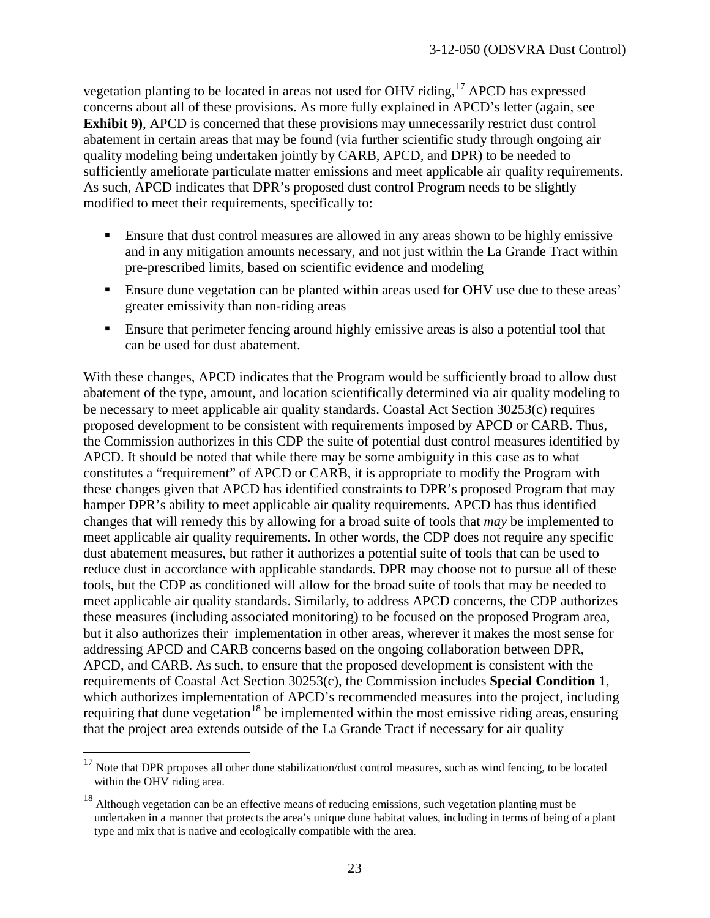vegetation planting to be located in areas not used for OHV riding,[17] APCD has expressed concerns about all of these provisions. As more fully explained in APCD's letter (again, see **Exhibit 9)**, APCD is concerned that these provisions may unnecessarily restrict dust control abatement in certain areas that may be found (via further scientific study through ongoing air quality modeling being undertaken jointly by CARB, APCD, and DPR) to be needed to sufficiently ameliorate particulate matter emissions and meet applicable air quality requirements. As such, APCD indicates that DPR's proposed dust control Program needs to be slightly modified to meet their requirements, specifically to:

- Ensure that dust control measures are allowed in any areas shown to be highly emissive and in any mitigation amounts necessary, and not just within the La Grande Tract within pre-prescribed limits, based on scientific evidence and modeling
- Ensure dune vegetation can be planted within areas used for OHV use due to these areas' greater emissivity than non-riding areas
- Ensure that perimeter fencing around highly emissive areas is also a potential tool that can be used for dust abatement.

With these changes, APCD indicates that the Program would be sufficiently broad to allow dust abatement of the type, amount, and location scientifically determined via air quality modeling to be necessary to meet applicable air quality standards. Coastal Act Section 30253(c) requires proposed development to be consistent with requirements imposed by APCD or CARB. Thus, the Commission authorizes in this CDP the suite of potential dust control measures identified by APCD. It should be noted that while there may be some ambiguity in this case as to what constitutes a "requirement" of APCD or CARB, it is appropriate to modify the Program with these changes given that APCD has identified constraints to DPR's proposed Program that may hamper DPR's ability to meet applicable air quality requirements. APCD has thus identified changes that will remedy this by allowing for a broad suite of tools that *may* be implemented to meet applicable air quality requirements. In other words, the CDP does not require any specific dust abatement measures, but rather it authorizes a potential suite of tools that can be used to reduce dust in accordance with applicable standards. DPR may choose not to pursue all of these tools, but the CDP as conditioned will allow for the broad suite of tools that may be needed to meet applicable air quality standards. Similarly, to address APCD concerns, the CDP authorizes these measures (including associated monitoring) to be focused on the proposed Program area, but it also authorizes their implementation in other areas, wherever it makes the most sense for addressing APCD and CARB concerns based on the ongoing collaboration between DPR, APCD, and CARB. As such, to ensure that the proposed development is consistent with the requirements of Coastal Act Section 30253(c), the Commission includes **Special Condition 1**, which authorizes implementation of APCD's recommended measures into the project, including requiring that dune vegetation[18] be implemented within the most emissive riding areas, ensuring that the project area extends outside of the La Grande Tract if necessary for air quality

[17] Note that DPR proposes all other dune stabilization/dust control measures, such as wind fencing, to be located within the OHV riding area.

[18] Although vegetation can be an effective means of reducing emissions, such vegetation planting must be undertaken in a manner that protects the area's unique dune habitat values, including in terms of being of a plant type and mix that is native and ecologically compatible with the area.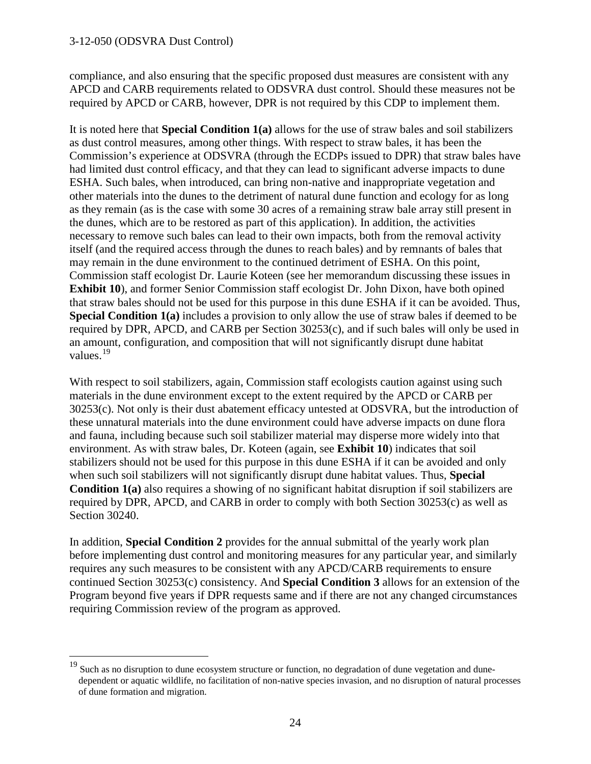compliance, and also ensuring that the specific proposed dust measures are consistent with any APCD and CARB requirements related to ODSVRA dust control. Should these measures not be required by APCD or CARB, however, DPR is not required by this CDP to implement them.

It is noted here that **Special Condition 1(a)** allows for the use of straw bales and soil stabilizers as dust control measures, among other things. With respect to straw bales, it has been the Commission's experience at ODSVRA (through the ECDPs issued to DPR) that straw bales have had limited dust control efficacy, and that they can lead to significant adverse impacts to dune ESHA. Such bales, when introduced, can bring non-native and inappropriate vegetation and other materials into the dunes to the detriment of natural dune function and ecology for as long as they remain (as is the case with some 30 acres of a remaining straw bale array still present in the dunes, which are to be restored as part of this application). In addition, the activities necessary to remove such bales can lead to their own impacts, both from the removal activity itself (and the required access through the dunes to reach bales) and by remnants of bales that may remain in the dune environment to the continued detriment of ESHA. On this point, Commission staff ecologist Dr. Laurie Koteen (see her memorandum discussing these issues in **Exhibit 10**), and former Senior Commission staff ecologist Dr. John Dixon, have both opined that straw bales should not be used for this purpose in this dune ESHA if it can be avoided. Thus, **Special Condition 1(a)** includes a provision to only allow the use of straw bales if deemed to be required by DPR, APCD, and CARB per Section 30253(c), and if such bales will only be used in an amount, configuration, and composition that will not significantly disrupt dune habitat values.[19]

With respect to soil stabilizers, again, Commission staff ecologists caution against using such materials in the dune environment except to the extent required by the APCD or CARB per 30253(c). Not only is their dust abatement efficacy untested at ODSVRA, but the introduction of these unnatural materials into the dune environment could have adverse impacts on dune flora and fauna, including because such soil stabilizer material may disperse more widely into that environment. As with straw bales, Dr. Koteen (again, see **Exhibit 10**) indicates that soil stabilizers should not be used for this purpose in this dune ESHA if it can be avoided and only when such soil stabilizers will not significantly disrupt dune habitat values. Thus, **Special Condition 1(a)** also requires a showing of no significant habitat disruption if soil stabilizers are required by DPR, APCD, and CARB in order to comply with both Section 30253(c) as well as Section 30240.

In addition, **Special Condition 2** provides for the annual submittal of the yearly work plan before implementing dust control and monitoring measures for any particular year, and similarly requires any such measures to be consistent with any APCD/CARB requirements to ensure continued Section 30253(c) consistency. And **Special Condition 3** allows for an extension of the Program beyond five years if DPR requests same and if there are not any changed circumstances requiring Commission review of the program as approved.

---

[19] Such as no disruption to dune ecosystem structure or function, no degradation of dune vegetation and dune-dependent or aquatic wildlife, no facilitation of non-native species invasion, and no disruption of natural processes of dune formation and migration.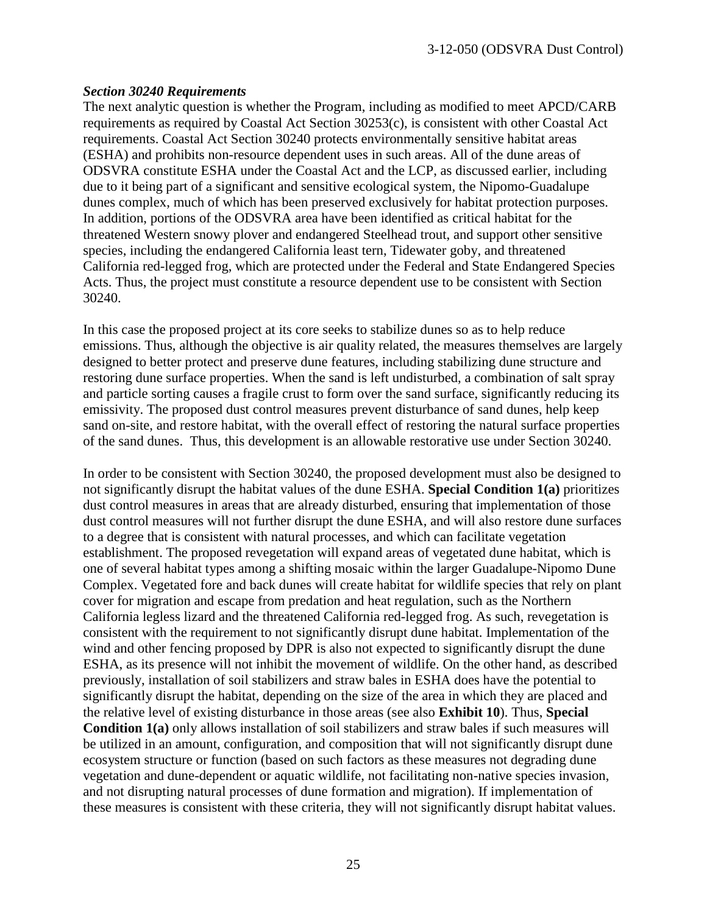***Section 30240 Requirements***

The next analytic question is whether the Program, including as modified to meet APCD/CARB requirements as required by Coastal Act Section 30253(c), is consistent with other Coastal Act requirements. Coastal Act Section 30240 protects environmentally sensitive habitat areas (ESHA) and prohibits non-resource dependent uses in such areas. All of the dune areas of ODSVRA constitute ESHA under the Coastal Act and the LCP, as discussed earlier, including due to it being part of a significant and sensitive ecological system, the Nipomo-Guadalupe dunes complex, much of which has been preserved exclusively for habitat protection purposes. In addition, portions of the ODSVRA area have been identified as critical habitat for the threatened Western snowy plover and endangered Steelhead trout, and support other sensitive species, including the endangered California least tern, Tidewater goby, and threatened California red-legged frog, which are protected under the Federal and State Endangered Species Acts. Thus, the project must constitute a resource dependent use to be consistent with Section 30240.

In this case the proposed project at its core seeks to stabilize dunes so as to help reduce emissions. Thus, although the objective is air quality related, the measures themselves are largely designed to better protect and preserve dune features, including stabilizing dune structure and restoring dune surface properties. When the sand is left undisturbed, a combination of salt spray and particle sorting causes a fragile crust to form over the sand surface, significantly reducing its emissivity. The proposed dust control measures prevent disturbance of sand dunes, help keep sand on-site, and restore habitat, with the overall effect of restoring the natural surface properties of the sand dunes. Thus, this development is an allowable restorative use under Section 30240.

In order to be consistent with Section 30240, the proposed development must also be designed to not significantly disrupt the habitat values of the dune ESHA. **Special Condition 1(a)** prioritizes dust control measures in areas that are already disturbed, ensuring that implementation of those dust control measures will not further disrupt the dune ESHA, and will also restore dune surfaces to a degree that is consistent with natural processes, and which can facilitate vegetation establishment. The proposed revegetation will expand areas of vegetated dune habitat, which is one of several habitat types among a shifting mosaic within the larger Guadalupe-Nipomo Dune Complex. Vegetated fore and back dunes will create habitat for wildlife species that rely on plant cover for migration and escape from predation and heat regulation, such as the Northern California legless lizard and the threatened California red-legged frog. As such, revegetation is consistent with the requirement to not significantly disrupt dune habitat. Implementation of the wind and other fencing proposed by DPR is also not expected to significantly disrupt the dune ESHA, as its presence will not inhibit the movement of wildlife. On the other hand, as described previously, installation of soil stabilizers and straw bales in ESHA does have the potential to significantly disrupt the habitat, depending on the size of the area in which they are placed and the relative level of existing disturbance in those areas (see also **Exhibit 10**). Thus, **Special Condition 1(a)** only allows installation of soil stabilizers and straw bales if such measures will be utilized in an amount, configuration, and composition that will not significantly disrupt dune ecosystem structure or function (based on such factors as these measures not degrading dune vegetation and dune-dependent or aquatic wildlife, not facilitating non-native species invasion, and not disrupting natural processes of dune formation and migration). If implementation of these measures is consistent with these criteria, they will not significantly disrupt habitat values.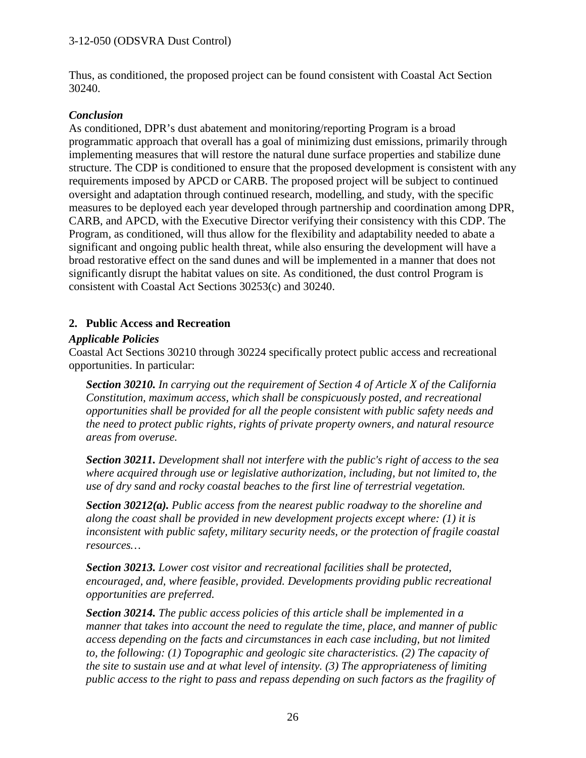Thus, as conditioned, the proposed project can be found consistent with Coastal Act Section 30240.

***Conclusion***

As conditioned, DPR's dust abatement and monitoring/reporting Program is a broad programmatic approach that overall has a goal of minimizing dust emissions, primarily through implementing measures that will restore the natural dune surface properties and stabilize dune structure. The CDP is conditioned to ensure that the proposed development is consistent with any requirements imposed by APCD or CARB. The proposed project will be subject to continued oversight and adaptation through continued research, modelling, and study, with the specific measures to be deployed each year developed through partnership and coordination among DPR, CARB, and APCD, with the Executive Director verifying their consistency with this CDP. The Program, as conditioned, will thus allow for the flexibility and adaptability needed to abate a significant and ongoing public health threat, while also ensuring the development will have a broad restorative effect on the sand dunes and will be implemented in a manner that does not significantly disrupt the habitat values on site. As conditioned, the dust control Program is consistent with Coastal Act Sections 30253(c) and 30240.

## 2. Public Access and Recreation

***Applicable Policies***

Coastal Act Sections 30210 through 30224 specifically protect public access and recreational opportunities. In particular:

> ***Section 30210.*** *In carrying out the requirement of Section 4 of Article X of the California Constitution, maximum access, which shall be conspicuously posted, and recreational opportunities shall be provided for all the people consistent with public safety needs and the need to protect public rights, rights of private property owners, and natural resource areas from overuse.*
>
> ***Section 30211.*** *Development shall not interfere with the public's right of access to the sea where acquired through use or legislative authorization, including, but not limited to, the use of dry sand and rocky coastal beaches to the first line of terrestrial vegetation.*
>
> ***Section 30212(a).*** *Public access from the nearest public roadway to the shoreline and along the coast shall be provided in new development projects except where: (1) it is inconsistent with public safety, military security needs, or the protection of fragile coastal resources…*
>
> ***Section 30213.*** *Lower cost visitor and recreational facilities shall be protected, encouraged, and, where feasible, provided. Developments providing public recreational opportunities are preferred.*
>
> ***Section 30214.*** *The public access policies of this article shall be implemented in a manner that takes into account the need to regulate the time, place, and manner of public access depending on the facts and circumstances in each case including, but not limited to, the following: (1) Topographic and geologic site characteristics. (2) The capacity of the site to sustain use and at what level of intensity. (3) The appropriateness of limiting public access to the right to pass and repass depending on such factors as the fragility of*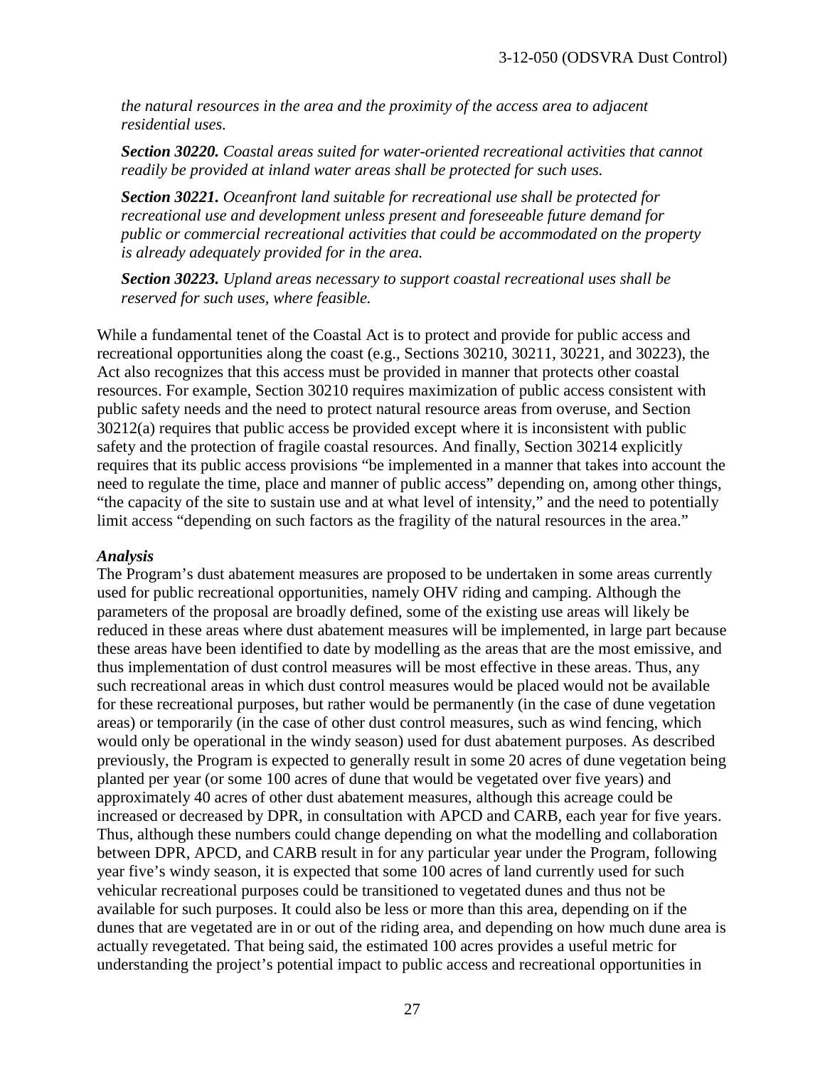*the natural resources in the area and the proximity of the access area to adjacent residential uses.*

***Section 30220.*** *Coastal areas suited for water-oriented recreational activities that cannot readily be provided at inland water areas shall be protected for such uses.*

***Section 30221.*** *Oceanfront land suitable for recreational use shall be protected for recreational use and development unless present and foreseeable future demand for public or commercial recreational activities that could be accommodated on the property is already adequately provided for in the area.*

***Section 30223.*** *Upland areas necessary to support coastal recreational uses shall be reserved for such uses, where feasible.*

While a fundamental tenet of the Coastal Act is to protect and provide for public access and recreational opportunities along the coast (e.g., Sections 30210, 30211, 30221, and 30223), the Act also recognizes that this access must be provided in manner that protects other coastal resources. For example, Section 30210 requires maximization of public access consistent with public safety needs and the need to protect natural resource areas from overuse, and Section 30212(a) requires that public access be provided except where it is inconsistent with public safety and the protection of fragile coastal resources. And finally, Section 30214 explicitly requires that its public access provisions "be implemented in a manner that takes into account the need to regulate the time, place and manner of public access" depending on, among other things, "the capacity of the site to sustain use and at what level of intensity," and the need to potentially limit access "depending on such factors as the fragility of the natural resources in the area."

***Analysis***

The Program's dust abatement measures are proposed to be undertaken in some areas currently used for public recreational opportunities, namely OHV riding and camping. Although the parameters of the proposal are broadly defined, some of the existing use areas will likely be reduced in these areas where dust abatement measures will be implemented, in large part because these areas have been identified to date by modelling as the areas that are the most emissive, and thus implementation of dust control measures will be most effective in these areas. Thus, any such recreational areas in which dust control measures would be placed would not be available for these recreational purposes, but rather would be permanently (in the case of dune vegetation areas) or temporarily (in the case of other dust control measures, such as wind fencing, which would only be operational in the windy season) used for dust abatement purposes. As described previously, the Program is expected to generally result in some 20 acres of dune vegetation being planted per year (or some 100 acres of dune that would be vegetated over five years) and approximately 40 acres of other dust abatement measures, although this acreage could be increased or decreased by DPR, in consultation with APCD and CARB, each year for five years. Thus, although these numbers could change depending on what the modelling and collaboration between DPR, APCD, and CARB result in for any particular year under the Program, following year five's windy season, it is expected that some 100 acres of land currently used for such vehicular recreational purposes could be transitioned to vegetated dunes and thus not be available for such purposes. It could also be less or more than this area, depending on if the dunes that are vegetated are in or out of the riding area, and depending on how much dune area is actually revegetated. That being said, the estimated 100 acres provides a useful metric for understanding the project's potential impact to public access and recreational opportunities in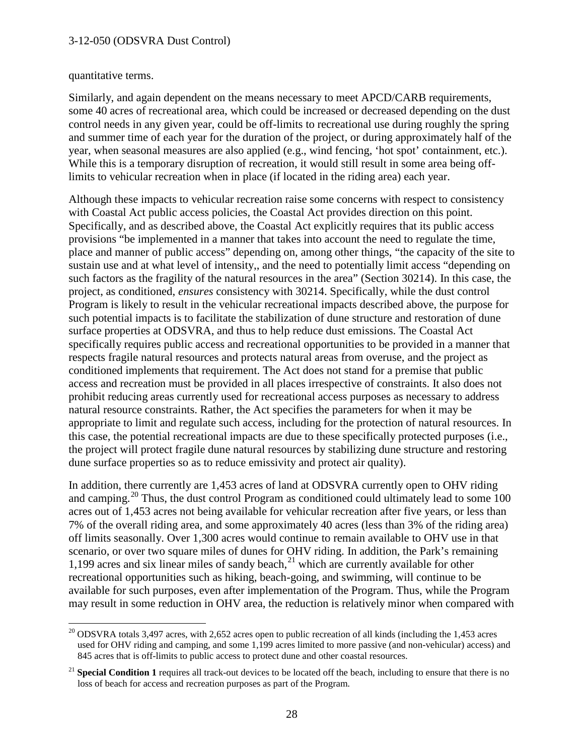quantitative terms.

Similarly, and again dependent on the means necessary to meet APCD/CARB requirements, some 40 acres of recreational area, which could be increased or decreased depending on the dust control needs in any given year, could be off-limits to recreational use during roughly the spring and summer time of each year for the duration of the project, or during approximately half of the year, when seasonal measures are also applied (e.g., wind fencing, 'hot spot' containment, etc.). While this is a temporary disruption of recreation, it would still result in some area being off-limits to vehicular recreation when in place (if located in the riding area) each year.

Although these impacts to vehicular recreation raise some concerns with respect to consistency with Coastal Act public access policies, the Coastal Act provides direction on this point. Specifically, and as described above, the Coastal Act explicitly requires that its public access provisions "be implemented in a manner that takes into account the need to regulate the time, place and manner of public access" depending on, among other things, "the capacity of the site to sustain use and at what level of intensity,, and the need to potentially limit access "depending on such factors as the fragility of the natural resources in the area" (Section 30214). In this case, the project, as conditioned, *ensures* consistency with 30214. Specifically, while the dust control Program is likely to result in the vehicular recreational impacts described above, the purpose for such potential impacts is to facilitate the stabilization of dune structure and restoration of dune surface properties at ODSVRA, and thus to help reduce dust emissions. The Coastal Act specifically requires public access and recreational opportunities to be provided in a manner that respects fragile natural resources and protects natural areas from overuse, and the project as conditioned implements that requirement. The Act does not stand for a premise that public access and recreation must be provided in all places irrespective of constraints. It also does not prohibit reducing areas currently used for recreational access purposes as necessary to address natural resource constraints. Rather, the Act specifies the parameters for when it may be appropriate to limit and regulate such access, including for the protection of natural resources. In this case, the potential recreational impacts are due to these specifically protected purposes (i.e., the project will protect fragile dune natural resources by stabilizing dune structure and restoring dune surface properties so as to reduce emissivity and protect air quality).

In addition, there currently are 1,453 acres of land at ODSVRA currently open to OHV riding and camping.[20] Thus, the dust control Program as conditioned could ultimately lead to some 100 acres out of 1,453 acres not being available for vehicular recreation after five years, or less than 7% of the overall riding area, and some approximately 40 acres (less than 3% of the riding area) off limits seasonally. Over 1,300 acres would continue to remain available to OHV use in that scenario, or over two square miles of dunes for OHV riding. In addition, the Park's remaining 1,199 acres and six linear miles of sandy beach,[21] which are currently available for other recreational opportunities such as hiking, beach-going, and swimming, will continue to be available for such purposes, even after implementation of the Program. Thus, while the Program may result in some reduction in OHV area, the reduction is relatively minor when compared with

[20] ODSVRA totals 3,497 acres, with 2,652 acres open to public recreation of all kinds (including the 1,453 acres used for OHV riding and camping, and some 1,199 acres limited to more passive (and non-vehicular) access) and 845 acres that is off-limits to public access to protect dune and other coastal resources.

[21] **Special Condition 1** requires all track-out devices to be located off the beach, including to ensure that there is no loss of beach for access and recreation purposes as part of the Program.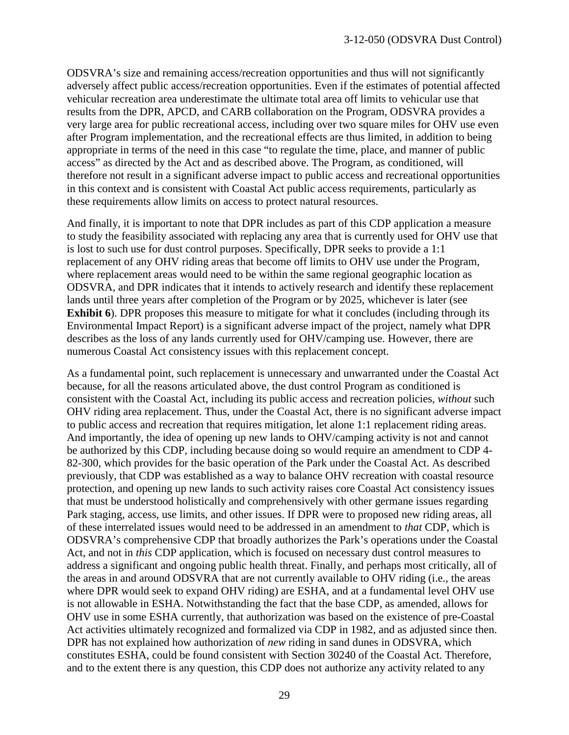ODSVRA's size and remaining access/recreation opportunities and thus will not significantly adversely affect public access/recreation opportunities. Even if the estimates of potential affected vehicular recreation area underestimate the ultimate total area off limits to vehicular use that results from the DPR, APCD, and CARB collaboration on the Program, ODSVRA provides a very large area for public recreational access, including over two square miles for OHV use even after Program implementation, and the recreational effects are thus limited, in addition to being appropriate in terms of the need in this case "to regulate the time, place, and manner of public access" as directed by the Act and as described above. The Program, as conditioned, will therefore not result in a significant adverse impact to public access and recreational opportunities in this context and is consistent with Coastal Act public access requirements, particularly as these requirements allow limits on access to protect natural resources.

And finally, it is important to note that DPR includes as part of this CDP application a measure to study the feasibility associated with replacing any area that is currently used for OHV use that is lost to such use for dust control purposes. Specifically, DPR seeks to provide a 1:1 replacement of any OHV riding areas that become off limits to OHV use under the Program, where replacement areas would need to be within the same regional geographic location as ODSVRA, and DPR indicates that it intends to actively research and identify these replacement lands until three years after completion of the Program or by 2025, whichever is later (see **Exhibit 6**). DPR proposes this measure to mitigate for what it concludes (including through its Environmental Impact Report) is a significant adverse impact of the project, namely what DPR describes as the loss of any lands currently used for OHV/camping use. However, there are numerous Coastal Act consistency issues with this replacement concept.

As a fundamental point, such replacement is unnecessary and unwarranted under the Coastal Act because, for all the reasons articulated above, the dust control Program as conditioned is consistent with the Coastal Act, including its public access and recreation policies, *without* such OHV riding area replacement. Thus, under the Coastal Act, there is no significant adverse impact to public access and recreation that requires mitigation, let alone 1:1 replacement riding areas. And importantly, the idea of opening up new lands to OHV/camping activity is not and cannot be authorized by this CDP, including because doing so would require an amendment to CDP 4-82-300, which provides for the basic operation of the Park under the Coastal Act. As described previously, that CDP was established as a way to balance OHV recreation with coastal resource protection, and opening up new lands to such activity raises core Coastal Act consistency issues that must be understood holistically and comprehensively with other germane issues regarding Park staging, access, use limits, and other issues. If DPR were to proposed new riding areas, all of these interrelated issues would need to be addressed in an amendment to *that* CDP, which is ODSVRA's comprehensive CDP that broadly authorizes the Park's operations under the Coastal Act, and not in *this* CDP application, which is focused on necessary dust control measures to address a significant and ongoing public health threat. Finally, and perhaps most critically, all of the areas in and around ODSVRA that are not currently available to OHV riding (i.e., the areas where DPR would seek to expand OHV riding) are ESHA, and at a fundamental level OHV use is not allowable in ESHA. Notwithstanding the fact that the base CDP, as amended, allows for OHV use in some ESHA currently, that authorization was based on the existence of pre-Coastal Act activities ultimately recognized and formalized via CDP in 1982, and as adjusted since then. DPR has not explained how authorization of *new* riding in sand dunes in ODSVRA, which constitutes ESHA, could be found consistent with Section 30240 of the Coastal Act. Therefore, and to the extent there is any question, this CDP does not authorize any activity related to any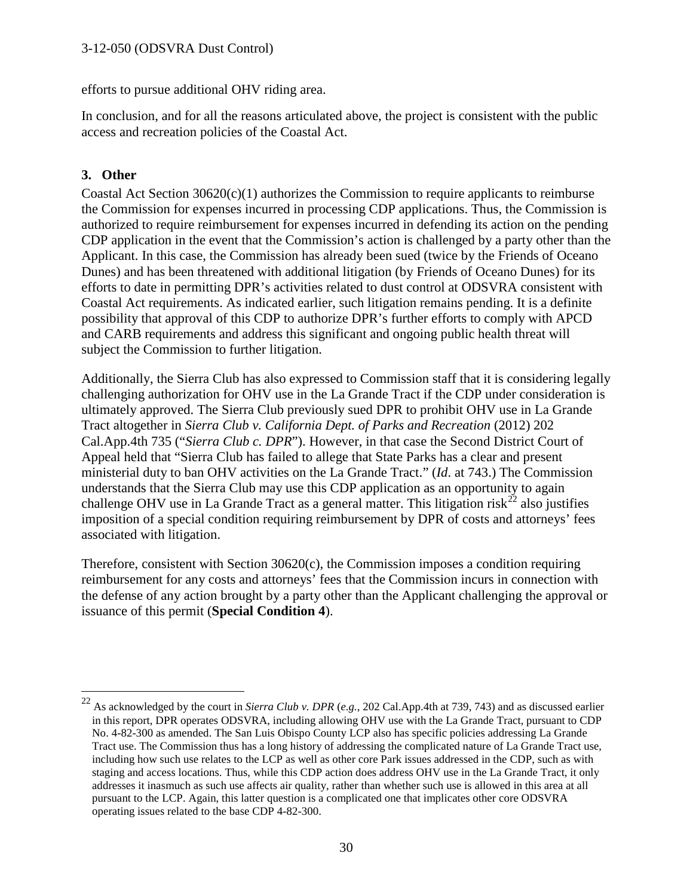efforts to pursue additional OHV riding area.

In conclusion, and for all the reasons articulated above, the project is consistent with the public access and recreation policies of the Coastal Act.

### 3. Other

Coastal Act Section 30620(c)(1) authorizes the Commission to require applicants to reimburse the Commission for expenses incurred in processing CDP applications. Thus, the Commission is authorized to require reimbursement for expenses incurred in defending its action on the pending CDP application in the event that the Commission's action is challenged by a party other than the Applicant. In this case, the Commission has already been sued (twice by the Friends of Oceano Dunes) and has been threatened with additional litigation (by Friends of Oceano Dunes) for its efforts to date in permitting DPR's activities related to dust control at ODSVRA consistent with Coastal Act requirements. As indicated earlier, such litigation remains pending. It is a definite possibility that approval of this CDP to authorize DPR's further efforts to comply with APCD and CARB requirements and address this significant and ongoing public health threat will subject the Commission to further litigation.

Additionally, the Sierra Club has also expressed to Commission staff that it is considering legally challenging authorization for OHV use in the La Grande Tract if the CDP under consideration is ultimately approved. The Sierra Club previously sued DPR to prohibit OHV use in La Grande Tract altogether in *Sierra Club v. California Dept. of Parks and Recreation* (2012) 202 Cal.App.4th 735 ("*Sierra Club c. DPR*"). However, in that case the Second District Court of Appeal held that "Sierra Club has failed to allege that State Parks has a clear and present ministerial duty to ban OHV activities on the La Grande Tract." (*Id*. at 743.) The Commission understands that the Sierra Club may use this CDP application as an opportunity to again challenge OHV use in La Grande Tract as a general matter. This litigation risk[22] also justifies imposition of a special condition requiring reimbursement by DPR of costs and attorneys' fees associated with litigation.

Therefore, consistent with Section 30620(c), the Commission imposes a condition requiring reimbursement for any costs and attorneys' fees that the Commission incurs in connection with the defense of any action brought by a party other than the Applicant challenging the approval or issuance of this permit (**Special Condition 4**).

---

[22] As acknowledged by the court in *Sierra Club v. DPR* (*e.g.*, 202 Cal.App.4th at 739, 743) and as discussed earlier in this report, DPR operates ODSVRA, including allowing OHV use with the La Grande Tract, pursuant to CDP No. 4-82-300 as amended. The San Luis Obispo County LCP also has specific policies addressing La Grande Tract use. The Commission thus has a long history of addressing the complicated nature of La Grande Tract use, including how such use relates to the LCP as well as other core Park issues addressed in the CDP, such as with staging and access locations. Thus, while this CDP action does address OHV use in the La Grande Tract, it only addresses it inasmuch as such use affects air quality, rather than whether such use is allowed in this area at all pursuant to the LCP. Again, this latter question is a complicated one that implicates other core ODSVRA operating issues related to the base CDP 4-82-300.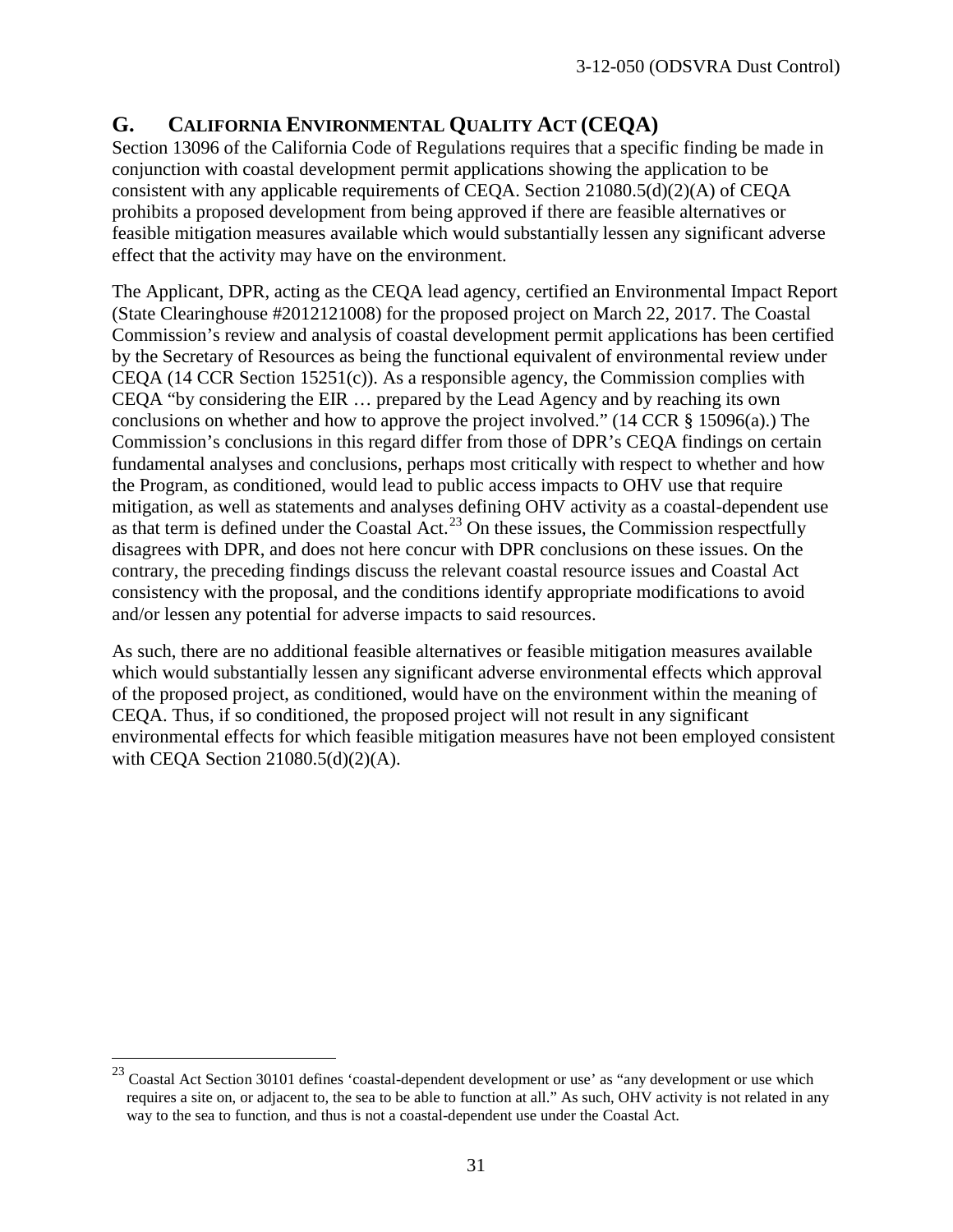## G. CALIFORNIA ENVIRONMENTAL QUALITY ACT (CEQA)

Section 13096 of the California Code of Regulations requires that a specific finding be made in conjunction with coastal development permit applications showing the application to be consistent with any applicable requirements of CEQA. Section 21080.5(d)(2)(A) of CEQA prohibits a proposed development from being approved if there are feasible alternatives or feasible mitigation measures available which would substantially lessen any significant adverse effect that the activity may have on the environment.

The Applicant, DPR, acting as the CEQA lead agency, certified an Environmental Impact Report (State Clearinghouse #2012121008) for the proposed project on March 22, 2017. The Coastal Commission's review and analysis of coastal development permit applications has been certified by the Secretary of Resources as being the functional equivalent of environmental review under CEQA (14 CCR Section 15251(c)). As a responsible agency, the Commission complies with CEQA "by considering the EIR … prepared by the Lead Agency and by reaching its own conclusions on whether and how to approve the project involved." (14 CCR § 15096(a).) The Commission's conclusions in this regard differ from those of DPR's CEQA findings on certain fundamental analyses and conclusions, perhaps most critically with respect to whether and how the Program, as conditioned, would lead to public access impacts to OHV use that require mitigation, as well as statements and analyses defining OHV activity as a coastal-dependent use as that term is defined under the Coastal Act.[23] On these issues, the Commission respectfully disagrees with DPR, and does not here concur with DPR conclusions on these issues. On the contrary, the preceding findings discuss the relevant coastal resource issues and Coastal Act consistency with the proposal, and the conditions identify appropriate modifications to avoid and/or lessen any potential for adverse impacts to said resources.

As such, there are no additional feasible alternatives or feasible mitigation measures available which would substantially lessen any significant adverse environmental effects which approval of the proposed project, as conditioned, would have on the environment within the meaning of CEQA. Thus, if so conditioned, the proposed project will not result in any significant environmental effects for which feasible mitigation measures have not been employed consistent with CEQA Section 21080.5(d)(2)(A).

---

[23] Coastal Act Section 30101 defines 'coastal-dependent development or use' as "any development or use which requires a site on, or adjacent to, the sea to be able to function at all." As such, OHV activity is not related in any way to the sea to function, and thus is not a coastal-dependent use under the Coastal Act.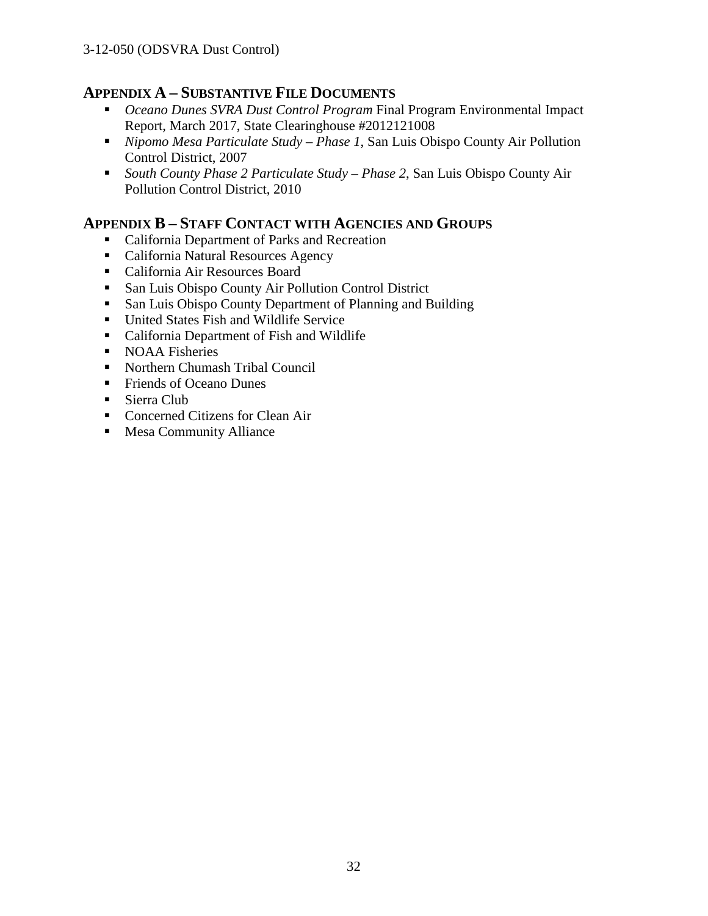## APPENDIX A – SUBSTANTIVE FILE DOCUMENTS

- *Oceano Dunes SVRA Dust Control Program* Final Program Environmental Impact Report, March 2017, State Clearinghouse #2012121008
- *Nipomo Mesa Particulate Study – Phase 1*, San Luis Obispo County Air Pollution Control District, 2007
- *South County Phase 2 Particulate Study – Phase 2*, San Luis Obispo County Air Pollution Control District, 2010

## APPENDIX B – STAFF CONTACT WITH AGENCIES AND GROUPS

- California Department of Parks and Recreation
- California Natural Resources Agency
- California Air Resources Board
- San Luis Obispo County Air Pollution Control District
- San Luis Obispo County Department of Planning and Building
- United States Fish and Wildlife Service
- California Department of Fish and Wildlife
- NOAA Fisheries
- Northern Chumash Tribal Council
- Friends of Oceano Dunes
- Sierra Club
- Concerned Citizens for Clean Air
- Mesa Community Alliance